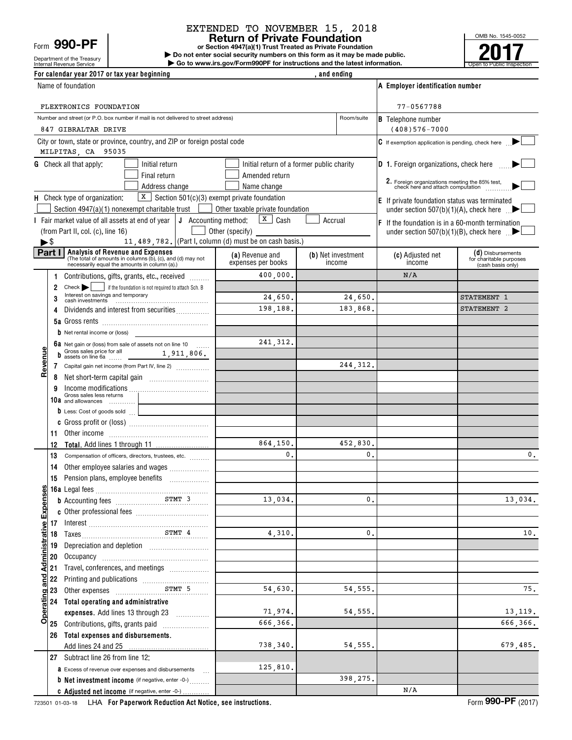EXTENDED TO NOVEMBER 15, 2018

Form **990-PF**

Department of the Treasury
Internal Revenue Service

# Return of Private Foundation

**or Section 4947(a)(1) Trust Treated as Private Foundation**

▶ Do not enter social security numbers on this form as it may be made public.
▶ Go to www.irs.gov/Form990PF for instructions and the latest information.

OMB No. 1545-0052

**2017**

Open to Public Inspection

For calendar year 2017 or tax year beginning , and ending

| | |
|---|---|
| Name of foundation<br>FLEXTRONICS FOUNDATION | **A** Employer identification number<br>77-0567788 |
| Number and street (or P.O. box number if mail is not delivered to street address) Room/suite<br>847 GIBRALTAR DRIVE | **B** Telephone number<br>(408)576-7000 |
| City or town, state or province, country, and ZIP or foreign postal code<br>MILPITAS, CA 95035 | **C** If exemption application is pending, check here ▶ |

**G** Check all that apply: ☐ Initial return ☐ Initial return of a former public charity ☐ Final return ☐ Amended return ☐ Address change ☐ Name change

**D** 1. Foreign organizations, check here ▶ ☐
2. Foreign organizations meeting the 85% test, check here and attach computation ▶ ☐

**H** Check type of organization: ☒ Section 501(c)(3) exempt private foundation ☐ Section 4947(a)(1) nonexempt charitable trust ☐ Other taxable private foundation

**E** If private foundation status was terminated under section 507(b)(1)(A), check here ▶ ☐

**I** Fair market value of all assets at end of year (from Part II, col. (c), line 16) ▶$ 11,489,782.

**J** Accounting method: ☒ Cash ☐ Accrual ☐ Other (specify) (Part I, column (d) must be on cash basis.)

**F** If the foundation is in a 60-month termination under section 507(b)(1)(B), check here ▶ ☐

**Part I** **Analysis of Revenue and Expenses** (The total of amounts in columns (b), (c), and (d) may not necessarily equal the amounts in column (a).)

| | | (a) Revenue and expenses per books | (b) Net investment income | (c) Adjusted net income | (d) Disbursements for charitable purposes (cash basis only) |
|---|---|---|---|---|---|
| **Revenue** | 1 Contributions, gifts, grants, etc., received | 400,000. | | N/A | |
| | 2 Check ▶ ☐ if the foundation is not required to attach Sch. B | | | | |
| | 3 Interest on savings and temporary cash investments | 24,650. | 24,650. | | STATEMENT 1 |
| | 4 Dividends and interest from securities | 198,188. | 183,868. | | STATEMENT 2 |
| | 5a Gross rents | | | | |
| | b Net rental income or (loss) | | | | |
| | 6a Net gain or (loss) from sale of assets not on line 10 | 241,312. | | | |
| | b Gross sales price for all assets on line 6a 1,911,806. | | | | |
| | 7 Capital gain net income (from Part IV, line 2) | | 244,312. | | |
| | 8 Net short-term capital gain | | | | |
| | 9 Income modifications | | | | |
| | 10a Gross sales less returns and allowances | | | | |
| | b Less: Cost of goods sold | | | | |
| | c Gross profit or (loss) | | | | |
| | 11 Other income | | | | |
| | 12 **Total.** Add lines 1 through 11 | 864,150. | 452,830. | | |
| **Operating and Administrative Expenses** | 13 Compensation of officers, directors, trustees, etc. | 0. | 0. | | 0. |
| | 14 Other employee salaries and wages | | | | |
| | 15 Pension plans, employee benefits | | | | |
| | 16a Legal fees | | | | |
| | b Accounting fees STMT 3 | 13,034. | 0. | | 13,034. |
| | c Other professional fees | | | | |
| | 17 Interest | | | | |
| | 18 Taxes STMT 4 | 4,310. | 0. | | 10. |
| | 19 Depreciation and depletion | | | | |
| | 20 Occupancy | | | | |
| | 21 Travel, conferences, and meetings | | | | |
| | 22 Printing and publications | | | | |
| | 23 Other expenses STMT 5 | 54,630. | 54,555. | | 75. |
| | 24 **Total operating and administrative expenses.** Add lines 13 through 23 | 71,974. | 54,555. | | 13,119. |
| | 25 Contributions, gifts, grants paid | 666,366. | | | 666,366. |
| | 26 **Total expenses and disbursements.** Add lines 24 and 25 | 738,340. | 54,555. | | 679,485. |
| | 27 Subtract line 26 from line 12: | | | | |
| | a Excess of revenue over expenses and disbursements | 125,810. | | | |
| | b **Net investment income** (if negative, enter -0-) | | 398,275. | | |
| | c **Adjusted net income** (if negative, enter -0-) | | | N/A | |

723501 01-03-18 LHA **For Paperwork Reduction Act Notice, see instructions.** Form **990-PF** (2017)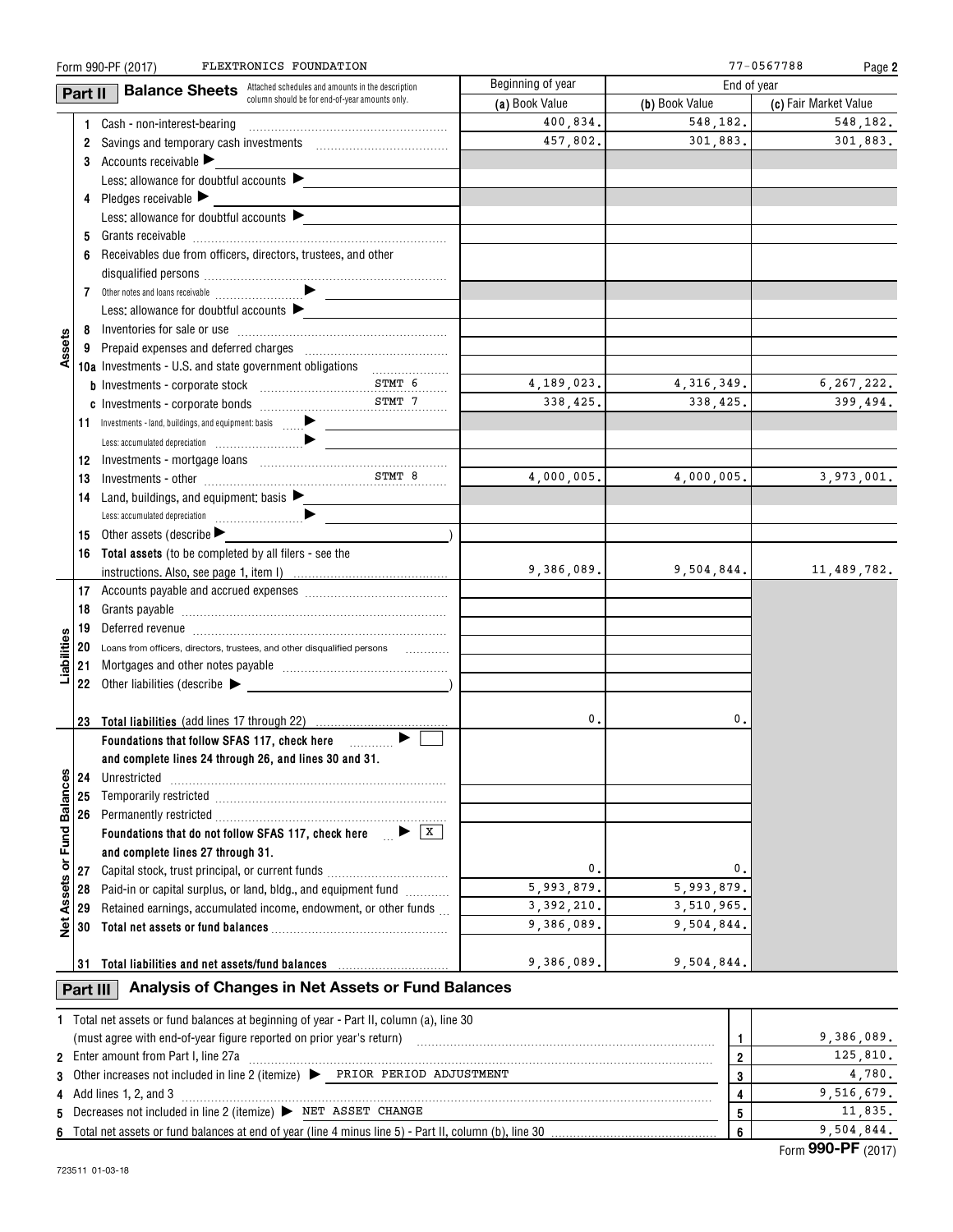Form 990-PF (2017) FLEXTRONICS FOUNDATION 77-0567788

## Part II Balance Sheets

Attached schedules and amounts in the description column should be for end-of-year amounts only.

| | | | Beginning of year | End of year | |
|---|---|---|---|---|---|
| | | | (a) Book Value | (b) Book Value | (c) Fair Market Value |
| Assets | 1 | Cash - non-interest-bearing | 400,834. | 548,182. | 548,182. |
| | 2 | Savings and temporary cash investments | 457,802. | 301,883. | 301,883. |
| | 3 | Accounts receivable ▶ | | | |
| | | Less: allowance for doubtful accounts ▶ | | | |
| | 4 | Pledges receivable ▶ | | | |
| | | Less: allowance for doubtful accounts ▶ | | | |
| | 5 | Grants receivable | | | |
| | 6 | Receivables due from officers, directors, trustees, and other disqualified persons | | | |
| | 7 | Other notes and loans receivable ▶ | | | |
| | | Less: allowance for doubtful accounts ▶ | | | |
| | 8 | Inventories for sale or use | | | |
| | 9 | Prepaid expenses and deferred charges | | | |
| | 10a | Investments - U.S. and state government obligations | | | |
| | b | Investments - corporate stock STMT 6 | 4,189,023. | 4,316,349. | 6,267,222. |
| | c | Investments - corporate bonds STMT 7 | 338,425. | 338,425. | 399,494. |
| | 11 | Investments - land, buildings, and equipment: basis ▶ | | | |
| | | Less: accumulated depreciation ▶ | | | |
| | 12 | Investments - mortgage loans | | | |
| | 13 | Investments - other STMT 8 | 4,000,005. | 4,000,005. | 3,973,001. |
| | 14 | Land, buildings, and equipment: basis ▶ | | | |
| | | Less: accumulated depreciation ▶ | | | |
| | 15 | Other assets (describe ▶ ) | | | |
| | 16 | **Total assets** (to be completed by all filers - see the instructions. Also, see page 1, item I) | 9,386,089. | 9,504,844. | 11,489,782. |
| Liabilities | 17 | Accounts payable and accrued expenses | | | |
| | 18 | Grants payable | | | |
| | 19 | Deferred revenue | | | |
| | 20 | Loans from officers, directors, trustees, and other disqualified persons | | | |
| | 21 | Mortgages and other notes payable | | | |
| | 22 | Other liabilities (describe ▶ ) | | | |
| | 23 | **Total liabilities** (add lines 17 through 22) | 0. | 0. | |
| Net Assets or Fund Balances | | **Foundations that follow SFAS 117, check here** ▶ ☐ **and complete lines 24 through 26, and lines 30 and 31.** | | | |
| | 24 | Unrestricted | | | |
| | 25 | Temporarily restricted | | | |
| | 26 | Permanently restricted | | | |
| | | **Foundations that do not follow SFAS 117, check here** ▶ X **and complete lines 27 through 31.** | | | |
| | 27 | Capital stock, trust principal, or current funds | 0. | 0. | |
| | 28 | Paid-in or capital surplus, or land, bldg., and equipment fund | 5,993,879. | 5,993,879. | |
| | 29 | Retained earnings, accumulated income, endowment, or other funds | 3,392,210. | 3,510,965. | |
| | 30 | **Total net assets or fund balances** | 9,386,089. | 9,504,844. | |
| | 31 | **Total liabilities and net assets/fund balances** | 9,386,089. | 9,504,844. | |

## Part III Analysis of Changes in Net Assets or Fund Balances

| | | | |
|---|---|---|---|
| 1 | Total net assets or fund balances at beginning of year - Part II, column (a), line 30 (must agree with end-of-year figure reported on prior year's return) | 1 | 9,386,089. |
| 2 | Enter amount from Part I, line 27a | 2 | 125,810. |
| 3 | Other increases not included in line 2 (itemize) ▶ PRIOR PERIOD ADJUSTMENT | 3 | 4,780. |
| 4 | Add lines 1, 2, and 3 | 4 | 9,516,679. |
| 5 | Decreases not included in line 2 (itemize) ▶ NET ASSET CHANGE | 5 | 11,835. |
| 6 | Total net assets or fund balances at end of year (line 4 minus line 5) - Part II, column (b), line 30 | 6 | 9,504,844. |

Form **990-PF** (2017)

723511 01-03-18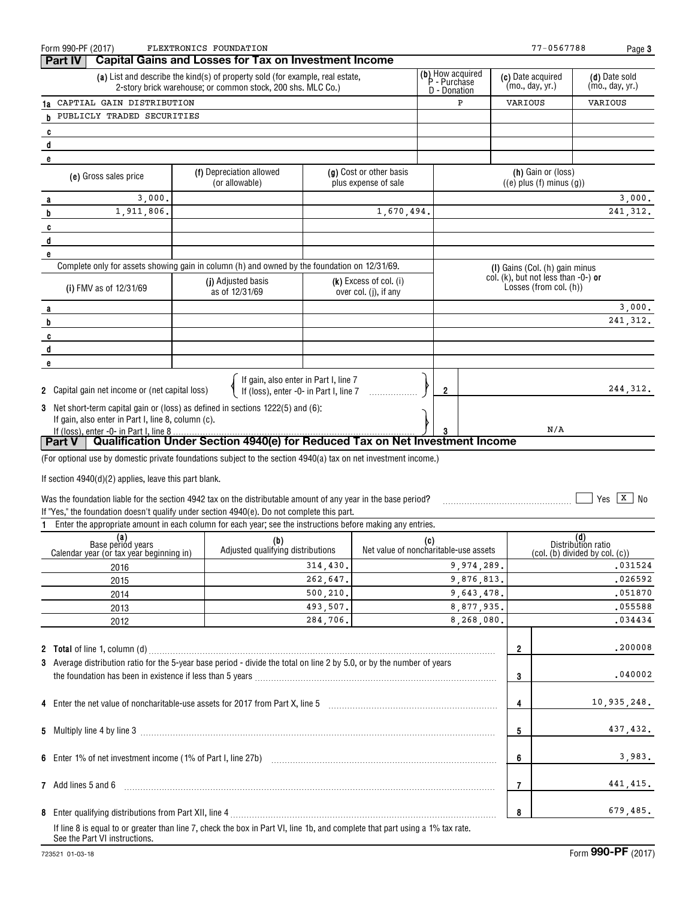Form 990-PF (2017) FLEXTRONICS FOUNDATION 77-0567788

## Part IV Capital Gains and Losses for Tax on Investment Income

| | (a) List and describe the kind(s) of property sold (for example, real estate, 2-story brick warehouse; or common stock, 200 shs. MLC Co.) | (b) How acquired P - Purchase D - Donation | (c) Date acquired (mo., day, yr.) | (d) Date sold (mo., day, yr.) |
|---|---|---|---|---|
| 1a | CAPTIAL GAIN DISTRIBUTION | P | VARIOUS | VARIOUS |
| b | PUBLICLY TRADED SECURITIES | | | |
| c | | | | |
| d | | | | |
| e | | | | |

| | (e) Gross sales price | (f) Depreciation allowed (or allowable) | (g) Cost or other basis plus expense of sale | (h) Gain or (loss) ((e) plus (f) minus (g)) |
|---|---|---|---|---|
| a | 3,000. | | | 3,000. |
| b | 1,911,806. | | 1,670,494. | 241,312. |
| c | | | | |
| d | | | | |
| e | | | | |

Complete only for assets showing gain in column (h) and owned by the foundation on 12/31/69.

| | (i) FMV as of 12/31/69 | (j) Adjusted basis as of 12/31/69 | (k) Excess of col. (i) over col. (j), if any | (l) Gains (Col. (h) gain minus col. (k), but not less than -0-) **or** Losses (from col. (h)) |
|---|---|---|---|---|
| a | | | | 3,000. |
| b | | | | 241,312. |
| c | | | | |
| d | | | | |
| e | | | | |

2 Capital gain net income or (net capital loss) { If gain, also enter in Part I, line 7; If (loss), enter -0- in Part I, line 7 } — **2** — 244,312.

3 Net short-term capital gain or (loss) as defined in sections 1222(5) and (6): If gain, also enter in Part I, line 8, column (c). If (loss), enter -0- in Part I, line 8 — **3** — N/A

## Part V Qualification Under Section 4940(e) for Reduced Tax on Net Investment Income

(For optional use by domestic private foundations subject to the section 4940(a) tax on net investment income.)

If section 4940(d)(2) applies, leave this part blank.

Was the foundation liable for the section 4942 tax on the distributable amount of any year in the base period? ☐ Yes ☒ No

If "Yes," the foundation doesn't qualify under section 4940(e). Do not complete this part.

1 Enter the appropriate amount in each column for each year; see the instructions before making any entries.

| (a) Base period years Calendar year (or tax year beginning in) | (b) Adjusted qualifying distributions | (c) Net value of noncharitable-use assets | (d) Distribution ratio (col. (b) divided by col. (c)) |
|---|---|---|---|
| 2016 | 314,430. | 9,974,289. | .031524 |
| 2015 | 262,647. | 9,876,813. | .026592 |
| 2014 | 500,210. | 9,643,478. | .051870 |
| 2013 | 493,507. | 8,877,935. | .055588 |
| 2012 | 284,706. | 8,268,080. | .034434 |

| | | Line | Amount |
|---|---|---|---|
| 2 | **Total** of line 1, column (d) | 2 | .200008 |
| 3 | Average distribution ratio for the 5-year base period - divide the total on line 2 by 5.0, or by the number of years the foundation has been in existence if less than 5 years | 3 | .040002 |
| 4 | Enter the net value of noncharitable-use assets for 2017 from Part X, line 5 | 4 | 10,935,248. |
| 5 | Multiply line 4 by line 3 | 5 | 437,432. |
| 6 | Enter 1% of net investment income (1% of Part I, line 27b) | 6 | 3,983. |
| 7 | Add lines 5 and 6 | 7 | 441,415. |
| 8 | Enter qualifying distributions from Part XII, line 4 | 8 | 679,485. |

If line 8 is equal to or greater than line 7, check the box in Part VI, line 1b, and complete that part using a 1% tax rate. See the Part VI instructions.

723521 01-03-18 Form **990-PF** (2017)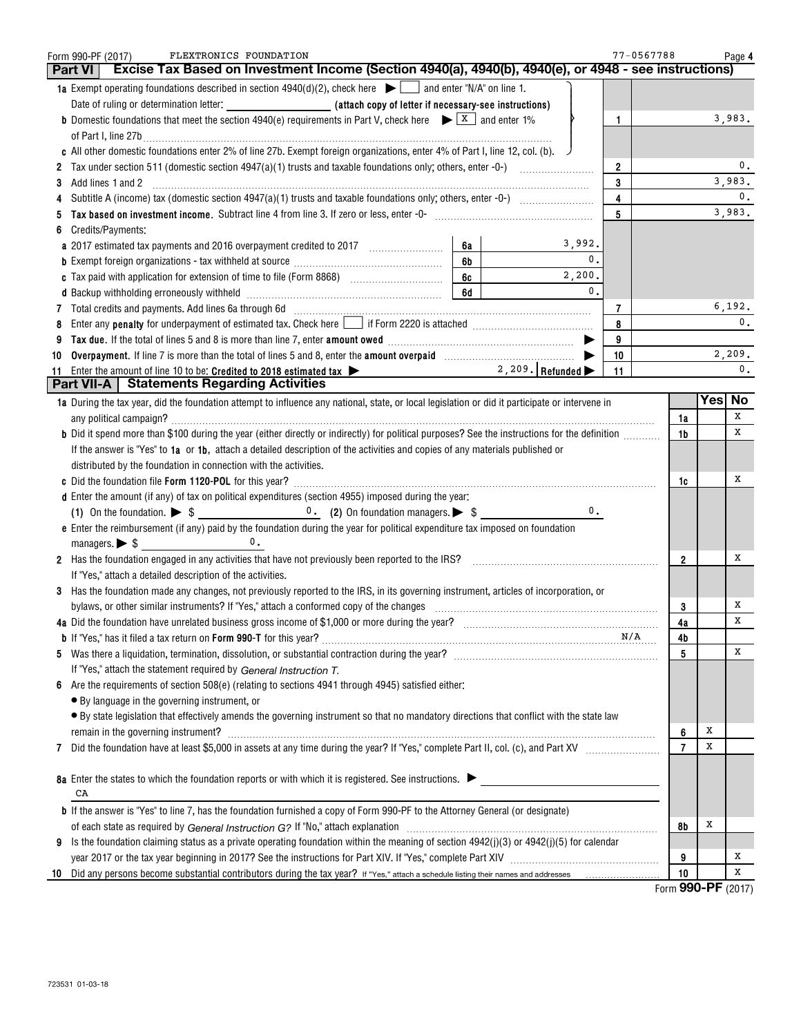Form 990-PF (2017) FLEXTRONICS FOUNDATION 77-0567788

## Part VI Excise Tax Based on Investment Income (Section 4940(a), 4940(b), 4940(e), or 4948 - see instructions)

| | | | |
|---|---|---|---|
| **1a** Exempt operating foundations described in section 4940(d)(2), check here ▶ ☐ and enter "N/A" on line 1. Date of ruling or determination letter: ______ **(attach copy of letter if necessary-see instructions)** | | | |
| **b** Domestic foundations that meet the section 4940(e) requirements in Part V, check here ▶ ☒ and enter 1% of Part I, line 27b | | 1 | 3,983. |
| **c** All other domestic foundations enter 2% of line 27b. Exempt foreign organizations, enter 4% of Part I, line 12, col. (b). | | | |
| **2** Tax under section 511 (domestic section 4947(a)(1) trusts and taxable foundations only; others, enter -0-) | | 2 | 0. |
| **3** Add lines 1 and 2 | | 3 | 3,983. |
| **4** Subtitle A (income) tax (domestic section 4947(a)(1) trusts and taxable foundations only; others, enter -0-) | | 4 | 0. |
| **5** **Tax based on investment income.** Subtract line 4 from line 3. If zero or less, enter -0- | | 5 | 3,983. |
| **6** Credits/Payments: | | | |
| **a** 2017 estimated tax payments and 2016 overpayment credited to 2017 | 6a 3,992. | | |
| **b** Exempt foreign organizations - tax withheld at source | 6b 0. | | |
| **c** Tax paid with application for extension of time to file (Form 8868) | 6c 2,200. | | |
| **d** Backup withholding erroneously withheld | 6d 0. | | |
| **7** Total credits and payments. Add lines 6a through 6d | | 7 | 6,192. |
| **8** Enter any **penalty** for underpayment of estimated tax. Check here ☐ if Form 2220 is attached | | 8 | 0. |
| **9** **Tax due.** If the total of lines 5 and 8 is more than line 7, enter **amount owed** ▶ | | 9 | |
| **10** **Overpayment.** If line 7 is more than the total of lines 5 and 8, enter the **amount overpaid** ▶ | | 10 | 2,209. |
| **11** Enter the amount of line 10 to be: **Credited to 2018 estimated tax** ▶ 2,209. **Refunded** ▶ | | 11 | 0. |

## Part VII-A Statements Regarding Activities

| | | Yes | No |
|---|---|---|---|
| **1a** During the tax year, did the foundation attempt to influence any national, state, or local legislation or did it participate or intervene in any political campaign? | 1a | | X |
| **b** Did it spend more than $100 during the year (either directly or indirectly) for political purposes? See the instructions for the definition | 1b | | X |
| If the answer is "Yes" to **1a** or **1b**, attach a detailed description of the activities and copies of any materials published or distributed by the foundation in connection with the activities. | | | |
| **c** Did the foundation file **Form 1120-POL** for this year? | 1c | | X |
| **d** Enter the amount (if any) of tax on political expenditures (section 4955) imposed during the year: **(1)** On the foundation. ▶ $ 0. **(2)** On foundation managers. ▶ $ 0. | | | |
| **e** Enter the reimbursement (if any) paid by the foundation during the year for political expenditure tax imposed on foundation managers. ▶ $ 0. | | | |
| **2** Has the foundation engaged in any activities that have not previously been reported to the IRS? If "Yes," attach a detailed description of the activities. | 2 | | X |
| **3** Has the foundation made any changes, not previously reported to the IRS, in its governing instrument, articles of incorporation, or bylaws, or other similar instruments? If "Yes," attach a conformed copy of the changes | 3 | | X |
| **4a** Did the foundation have unrelated business gross income of $1,000 or more during the year? | 4a | | X |
| **b** If "Yes," has it filed a tax return on **Form 990-T** for this year? N/A | 4b | | |
| **5** Was there a liquidation, termination, dissolution, or substantial contraction during the year? If "Yes," attach the statement required by *General Instruction T.* | 5 | | X |
| **6** Are the requirements of section 508(e) (relating to sections 4941 through 4945) satisfied either: • By language in the governing instrument, or • By state legislation that effectively amends the governing instrument so that no mandatory directions that conflict with the state law remain in the governing instrument? | 6 | X | |
| **7** Did the foundation have at least $5,000 in assets at any time during the year? If "Yes," complete Part II, col. (c), and Part XV | 7 | X | |
| **8a** Enter the states to which the foundation reports or with which it is registered. See instructions. ▶ CA | | | |
| **b** If the answer is "Yes" to line 7, has the foundation furnished a copy of Form 990-PF to the Attorney General (or designate) of each state as required by *General Instruction G?* If "No," attach explanation | 8b | X | |
| **9** Is the foundation claiming status as a private operating foundation within the meaning of section 4942(j)(3) or 4942(j)(5) for calendar year 2017 or the tax year beginning in 2017? See the instructions for Part XIV. If "Yes," complete Part XIV | 9 | | X |
| **10** Did any persons become substantial contributors during the tax year? If "Yes," attach a schedule listing their names and addresses | 10 | | X |

Form **990-PF** (2017)

723531 01-03-18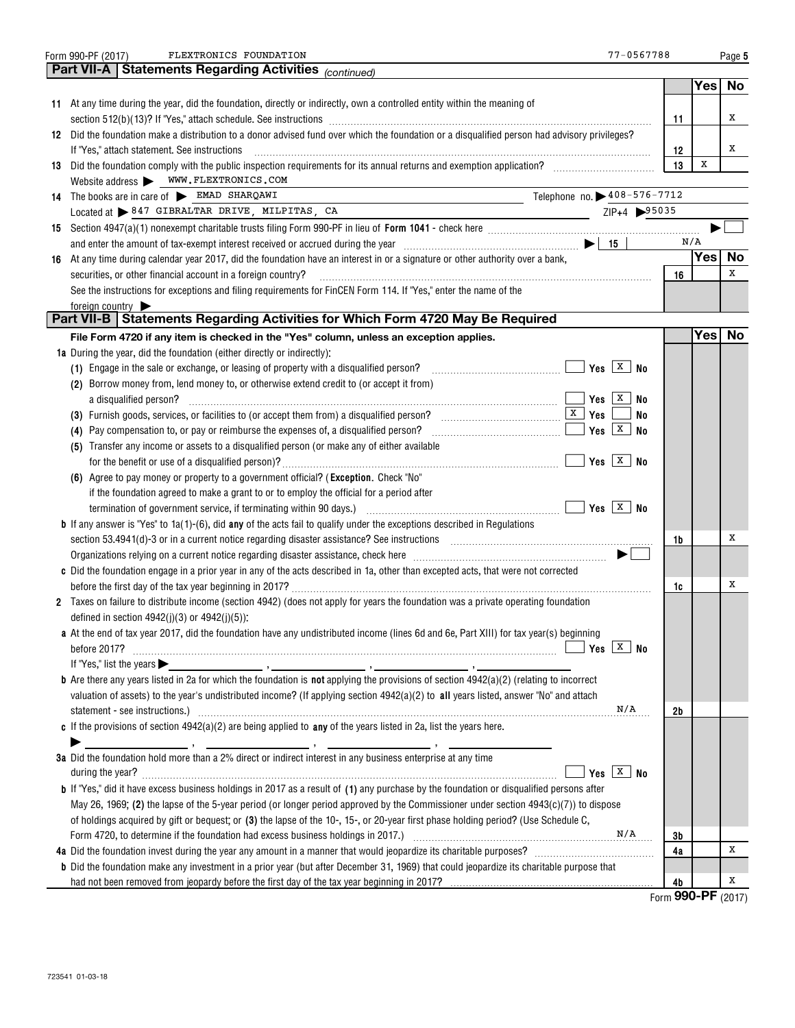Form 990-PF (2017) FLEXTRONICS FOUNDATION 77-0567788

## Part VII-A Statements Regarding Activities *(continued)*

| | | | Yes | No |
|---|---|---|---|---|
| 11 | At any time during the year, did the foundation, directly or indirectly, own a controlled entity within the meaning of section 512(b)(13)? If "Yes," attach schedule. See instructions | 11 | | X |
| 12 | Did the foundation make a distribution to a donor advised fund over which the foundation or a disqualified person had advisory privileges? If "Yes," attach statement. See instructions | 12 | | X |
| 13 | Did the foundation comply with the public inspection requirements for its annual returns and exemption application? | 13 | X | |
| | Website address ▶ WWW.FLEXTRONICS.COM | | | |

14 The books are in care of ▶ EMAD SHARQAWI Telephone no. ▶ 408-576-7712

Located at ▶ 847 GIBRALTAR DRIVE, MILPITAS, CA ZIP+4 ▶ 95035

15 Section 4947(a)(1) nonexempt charitable trusts filing Form 990-PF in lieu of **Form 1041** - check here ▶ ☐

and enter the amount of tax-exempt interest received or accrued during the year ▶ 15 N/A

| | | | Yes | No |
|---|---|---|---|---|
| 16 | At any time during calendar year 2017, did the foundation have an interest in or a signature or other authority over a bank, securities, or other financial account in a foreign country? | 16 | | X |
| | See the instructions for exceptions and filing requirements for FinCEN Form 114. If "Yes," enter the name of the foreign country ▶ | | | |

## Part VII-B Statements Regarding Activities for Which Form 4720 May Be Required

**File Form 4720 if any item is checked in the "Yes" column, unless an exception applies.**

| | | | Yes | No |
|---|---|---|---|---|
| **1a** | During the year, did the foundation (either directly or indirectly): | | | |
| | (1) Engage in the sale or exchange, or leasing of property with a disqualified person? ☐ Yes ☒ No | | | |
| | (2) Borrow money from, lend money to, or otherwise extend credit to (or accept it from) a disqualified person? ☐ Yes ☒ No | | | |
| | (3) Furnish goods, services, or facilities to (or accept them from) a disqualified person? ☒ Yes ☐ No | | | |
| | (4) Pay compensation to, or pay or reimburse the expenses of, a disqualified person? ☐ Yes ☒ No | | | |
| | (5) Transfer any income or assets to a disqualified person (or make any of either available for the benefit or use of a disqualified person)? ☐ Yes ☒ No | | | |
| | (6) Agree to pay money or property to a government official? (**Exception.** Check "No" if the foundation agreed to make a grant to or to employ the official for a period after termination of government service, if terminating within 90 days.) ☐ Yes ☒ No | | | |
| **b** | If any answer is "Yes" to 1a(1)-(6), did **any** of the acts fail to qualify under the exceptions described in Regulations section 53.4941(d)-3 or in a current notice regarding disaster assistance? See instructions | 1b | | X |
| | Organizations relying on a current notice regarding disaster assistance, check here ▶ ☐ | | | |
| **c** | Did the foundation engage in a prior year in any of the acts described in 1a, other than excepted acts, that were not corrected before the first day of the tax year beginning in 2017? | 1c | | X |
| **2** | Taxes on failure to distribute income (section 4942) (does not apply for years the foundation was a private operating foundation defined in section 4942(j)(3) or 4942(j)(5)): | | | |
| **a** | At the end of tax year 2017, did the foundation have any undistributed income (lines 6d and 6e, Part XIII) for tax year(s) beginning before 2017? ☐ Yes ☒ No | | | |
| | If "Yes," list the years ▶ ______, ______, ______, ______ | | | |
| **b** | Are there any years listed in 2a for which the foundation is **not** applying the provisions of section 4942(a)(2) (relating to incorrect valuation of assets) to the year's undistributed income? (If applying section 4942(a)(2) to **all** years listed, answer "No" and attach statement - see instructions.) N/A | 2b | | |
| **c** | If the provisions of section 4942(a)(2) are being applied to **any** of the years listed in 2a, list the years here. ▶ ______, ______, ______, ______ | | | |
| **3a** | Did the foundation hold more than a 2% direct or indirect interest in any business enterprise at any time during the year? ☐ Yes ☒ No | | | |
| **b** | If "Yes," did it have excess business holdings in 2017 as a result of **(1)** any purchase by the foundation or disqualified persons after May 26, 1969; **(2)** the lapse of the 5-year period (or longer period approved by the Commissioner under section 4943(c)(7)) to dispose of holdings acquired by gift or bequest; or **(3)** the lapse of the 10-, 15-, or 20-year first phase holding period? (Use Schedule C, Form 4720, to determine if the foundation had excess business holdings in 2017.) N/A | 3b | | |
| **4a** | Did the foundation invest during the year any amount in a manner that would jeopardize its charitable purposes? | 4a | | X |
| **b** | Did the foundation make any investment in a prior year (but after December 31, 1969) that could jeopardize its charitable purpose that had not been removed from jeopardy before the first day of the tax year beginning in 2017? | 4b | | X |

Form **990-PF** (2017)

723541 01-03-18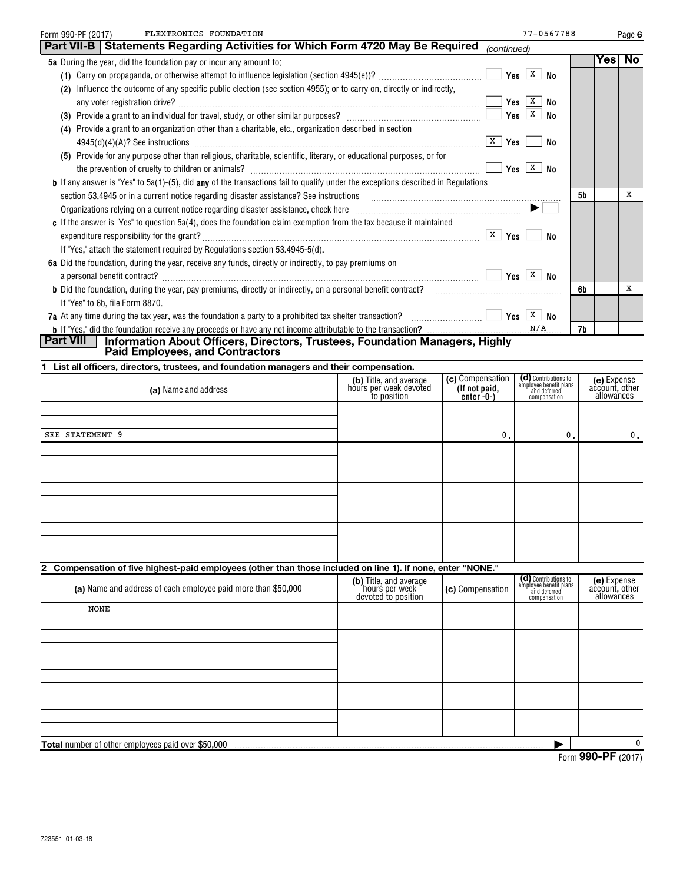Form 990-PF (2017) FLEXTRONICS FOUNDATION 77-0567788

## Part VII-B Statements Regarding Activities for Which Form 4720 May Be Required *(continued)*

| | | | Yes | No |
|---|---|---|---|---|
| **5a** During the year, did the foundation pay or incur any amount to: | | | | |
| (1) Carry on propaganda, or otherwise attempt to influence legislation (section 4945(e))? | Yes [X] No | | | |
| (2) Influence the outcome of any specific public election (see section 4955); or to carry on, directly or indirectly, any voter registration drive? | Yes [X] No | | | |
| (3) Provide a grant to an individual for travel, study, or other similar purposes? | Yes [X] No | | | |
| (4) Provide a grant to an organization other than a charitable, etc., organization described in section 4945(d)(4)(A)? See instructions | [X] Yes No | | | |
| (5) Provide for any purpose other than religious, charitable, scientific, literary, or educational purposes, or for the prevention of cruelty to children or animals? | Yes [X] No | | | |
| **b** If any answer is "Yes" to 5a(1)-(5), did **any** of the transactions fail to qualify under the exceptions described in Regulations section 53.4945 or in a current notice regarding disaster assistance? See instructions | | 5b | | X |
| Organizations relying on a current notice regarding disaster assistance, check here ▶ [ ] | | | | |
| **c** If the answer is "Yes" to question 5a(4), does the foundation claim exemption from the tax because it maintained expenditure responsibility for the grant? | [X] Yes No | | | |
| If "Yes," attach the statement required by Regulations section 53.4945-5(d). | | | | |
| **6a** Did the foundation, during the year, receive any funds, directly or indirectly, to pay premiums on a personal benefit contract? | Yes [X] No | | | |
| **b** Did the foundation, during the year, pay premiums, directly or indirectly, on a personal benefit contract? | | 6b | | X |
| If "Yes" to 6b, file Form 8870. | | | | |
| **7a** At any time during the tax year, was the foundation a party to a prohibited tax shelter transaction? | Yes [X] No | | | |
| **b** If "Yes," did the foundation receive any proceeds or have any net income attributable to the transaction? | N/A | 7b | | |

## Part VIII Information About Officers, Directors, Trustees, Foundation Managers, Highly Paid Employees, and Contractors

**1 List all officers, directors, trustees, and foundation managers and their compensation.**

| (a) Name and address | (b) Title, and average hours per week devoted to position | (c) Compensation (If not paid, enter -0-) | (d) Contributions to employee benefit plans and deferred compensation | (e) Expense account, other allowances |
|---|---|---|---|---|
| SEE STATEMENT 9 | | 0. | 0. | 0. |

**2 Compensation of five highest-paid employees (other than those included on line 1). If none, enter "NONE."**

| (a) Name and address of each employee paid more than $50,000 | (b) Title, and average hours per week devoted to position | (c) Compensation | (d) Contributions to employee benefit plans and deferred compensation | (e) Expense account, other allowances |
|---|---|---|---|---|
| NONE | | | | |

**Total** number of other employees paid over $50,000 ▶ 0

Form **990-PF** (2017)

723551 01-03-18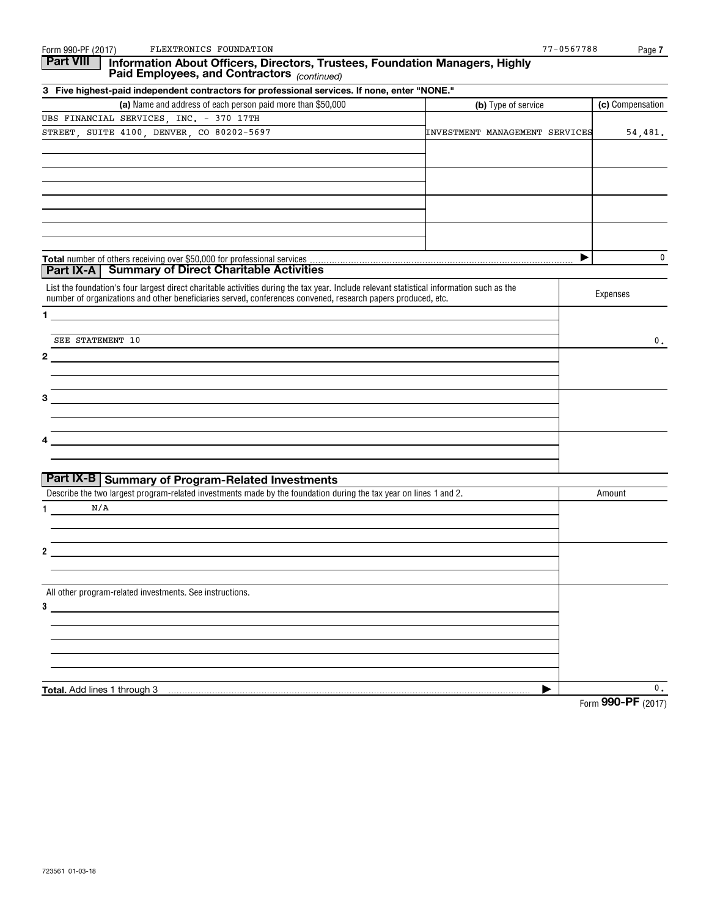Form 990-PF (2017) FLEXTRONICS FOUNDATION 77-0567788

## Part VIII Information About Officers, Directors, Trustees, Foundation Managers, Highly Paid Employees, and Contractors *(continued)*

**3 Five highest-paid independent contractors for professional services. If none, enter "NONE."**

| (a) Name and address of each person paid more than $50,000 | (b) Type of service | (c) Compensation |
|---|---|---|
| UBS FINANCIAL SERVICES, INC. - 370 17TH STREET, SUITE 4100, DENVER, CO 80202-5697 | INVESTMENT MANAGEMENT SERVICES | 54,481. |
| | | |
| | | |
| | | |
| | | |

**Total** number of others receiving over $50,000 for professional services ▶ 0

## Part IX-A Summary of Direct Charitable Activities

| List the foundation's four largest direct charitable activities during the tax year. Include relevant statistical information such as the number of organizations and other beneficiaries served, conferences convened, research papers produced, etc. | Expenses |
|---|---|
| 1 SEE STATEMENT 10 | 0. |
| 2 | |
| 3 | |
| 4 | |

## Part IX-B Summary of Program-Related Investments

| Describe the two largest program-related investments made by the foundation during the tax year on lines 1 and 2. | Amount |
|---|---|
| 1 N/A | |
| 2 | |
| All other program-related investments. See instructions. | |
| 3 | |
| **Total.** Add lines 1 through 3 ▶ | 0. |

Form **990-PF** (2017)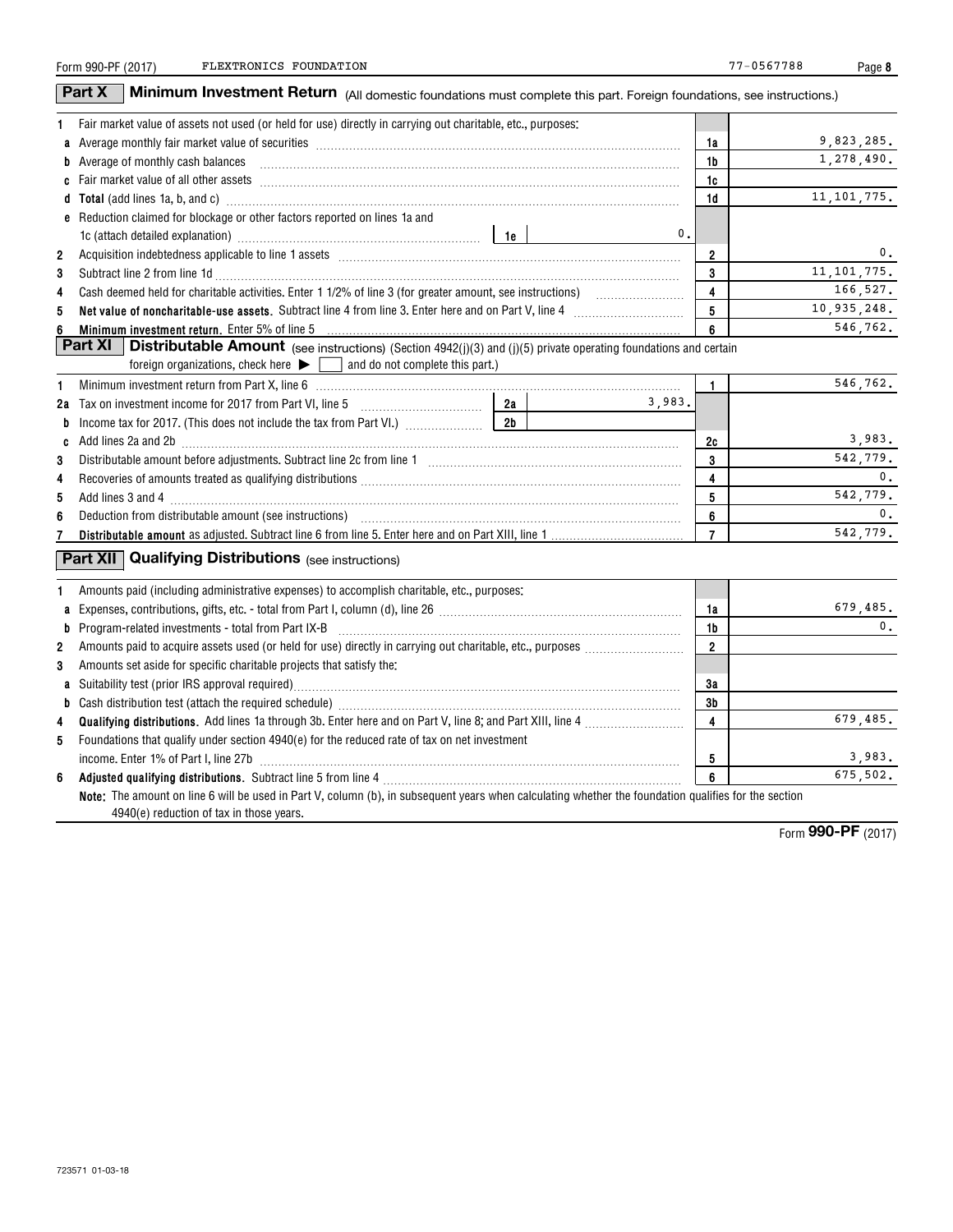Form 990-PF (2017) FLEXTRONICS FOUNDATION 77-0567788

## Part X Minimum Investment Return (All domestic foundations must complete this part. Foreign foundations, see instructions.)

| | | | | |
|---|---|---|---|---|
| 1 | Fair market value of assets not used (or held for use) directly in carrying out charitable, etc., purposes: | | | |
| a | Average monthly fair market value of securities | | 1a | 9,823,285. |
| b | Average of monthly cash balances | | 1b | 1,278,490. |
| c | Fair market value of all other assets | | 1c | |
| d | **Total** (add lines 1a, b, and c) | | 1d | 11,101,775. |
| e | Reduction claimed for blockage or other factors reported on lines 1a and 1c (attach detailed explanation) | 1e 0. | | |
| 2 | Acquisition indebtedness applicable to line 1 assets | | 2 | 0. |
| 3 | Subtract line 2 from line 1d | | 3 | 11,101,775. |
| 4 | Cash deemed held for charitable activities. Enter 1 1/2% of line 3 (for greater amount, see instructions) | | 4 | 166,527. |
| 5 | **Net value of noncharitable-use assets.** Subtract line 4 from line 3. Enter here and on Part V, line 4 | | 5 | 10,935,248. |
| 6 | **Minimum investment return.** Enter 5% of line 5 | | 6 | 546,762. |

## Part XI Distributable Amount (see instructions) (Section 4942(j)(3) and (j)(5) private operating foundations and certain foreign organizations, check here ▶ ☐ and do not complete this part.)

| | | | | |
|---|---|---|---|---|
| 1 | Minimum investment return from Part X, line 6 | | 1 | 546,762. |
| 2a | Tax on investment income for 2017 from Part VI, line 5 | 2a 3,983. | | |
| b | Income tax for 2017. (This does not include the tax from Part VI.) | 2b | | |
| c | Add lines 2a and 2b | | 2c | 3,983. |
| 3 | Distributable amount before adjustments. Subtract line 2c from line 1 | | 3 | 542,779. |
| 4 | Recoveries of amounts treated as qualifying distributions | | 4 | 0. |
| 5 | Add lines 3 and 4 | | 5 | 542,779. |
| 6 | Deduction from distributable amount (see instructions) | | 6 | 0. |
| 7 | **Distributable amount** as adjusted. Subtract line 6 from line 5. Enter here and on Part XIII, line 1 | | 7 | 542,779. |

## Part XII Qualifying Distributions (see instructions)

| | | | |
|---|---|---|---|
| 1 | Amounts paid (including administrative expenses) to accomplish charitable, etc., purposes: | | |
| a | Expenses, contributions, gifts, etc. - total from Part I, column (d), line 26 | 1a | 679,485. |
| b | Program-related investments - total from Part IX-B | 1b | 0. |
| 2 | Amounts paid to acquire assets used (or held for use) directly in carrying out charitable, etc., purposes | 2 | |
| 3 | Amounts set aside for specific charitable projects that satisfy the: | | |
| a | Suitability test (prior IRS approval required) | 3a | |
| b | Cash distribution test (attach the required schedule) | 3b | |
| 4 | **Qualifying distributions.** Add lines 1a through 3b. Enter here and on Part V, line 8; and Part XIII, line 4 | 4 | 679,485. |
| 5 | Foundations that qualify under section 4940(e) for the reduced rate of tax on net investment income. Enter 1% of Part I, line 27b | 5 | 3,983. |
| 6 | **Adjusted qualifying distributions.** Subtract line 5 from line 4 | 6 | 675,502. |

**Note:** The amount on line 6 will be used in Part V, column (b), in subsequent years when calculating whether the foundation qualifies for the section 4940(e) reduction of tax in those years.

Form **990-PF** (2017)

723571 01-03-18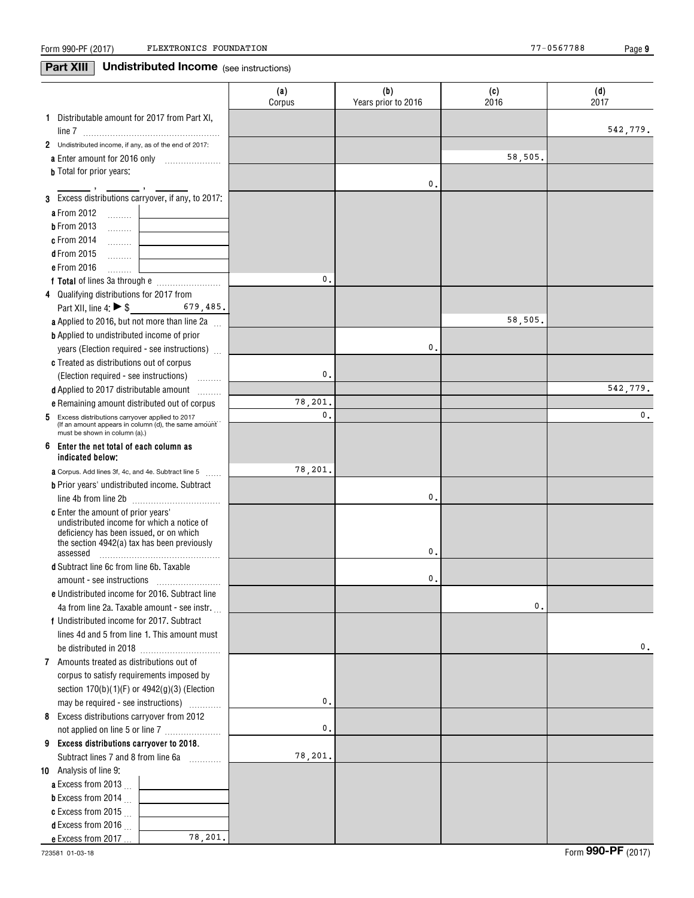## Part XIII Undistributed Income (see instructions)

| | (a) Corpus | (b) Years prior to 2016 | (c) 2016 | (d) 2017 |
|---|---|---|---|---|
| **1** Distributable amount for 2017 from Part XI, line 7 | | | | 542,779. |
| **2** Undistributed income, if any, as of the end of 2017: | | | | |
| **a** Enter amount for 2016 only | | | 58,505. | |
| **b** Total for prior years: ______ , ______ , ______ | | 0. | | |
| **3** Excess distributions carryover, if any, to 2017: | | | | |
| **a** From 2012 | | | | |
| **b** From 2013 | | | | |
| **c** From 2014 | | | | |
| **d** From 2015 | | | | |
| **e** From 2016 | | | | |
| **f Total** of lines 3a through e | 0. | | | |
| **4** Qualifying distributions for 2017 from Part XII, line 4: ▶ $ 679,485. | | | | |
| **a** Applied to 2016, but not more than line 2a | | | 58,505. | |
| **b** Applied to undistributed income of prior years (Election required - see instructions) | | 0. | | |
| **c** Treated as distributions out of corpus (Election required - see instructions) | 0. | | | |
| **d** Applied to 2017 distributable amount | | | | 542,779. |
| **e** Remaining amount distributed out of corpus | 78,201. | | | |
| **5** Excess distributions carryover applied to 2017 (If an amount appears in column (d), the same amount must be shown in column (a).) | 0. | | | 0. |
| **6 Enter the net total of each column as indicated below:** | | | | |
| **a** Corpus. Add lines 3f, 4c, and 4e. Subtract line 5 | 78,201. | | | |
| **b** Prior years' undistributed income. Subtract line 4b from line 2b | | 0. | | |
| **c** Enter the amount of prior years' undistributed income for which a notice of deficiency has been issued, or on which the section 4942(a) tax has been previously assessed | | 0. | | |
| **d** Subtract line 6c from line 6b. Taxable amount - see instructions | | 0. | | |
| **e** Undistributed income for 2016. Subtract line 4a from line 2a. Taxable amount - see instr. | | | 0. | |
| **f** Undistributed income for 2017. Subtract lines 4d and 5 from line 1. This amount must be distributed in 2018 | | | | 0. |
| **7** Amounts treated as distributions out of corpus to satisfy requirements imposed by section 170(b)(1)(F) or 4942(g)(3) (Election may be required - see instructions) | 0. | | | |
| **8** Excess distributions carryover from 2012 not applied on line 5 or line 7 | 0. | | | |
| **9 Excess distributions carryover to 2018.** Subtract lines 7 and 8 from line 6a | 78,201. | | | |
| **10** Analysis of line 9: | | | | |
| **a** Excess from 2013 | | | | |
| **b** Excess from 2014 | | | | |
| **c** Excess from 2015 | | | | |
| **d** Excess from 2016 | | | | |
| **e** Excess from 2017 78,201. | | | | |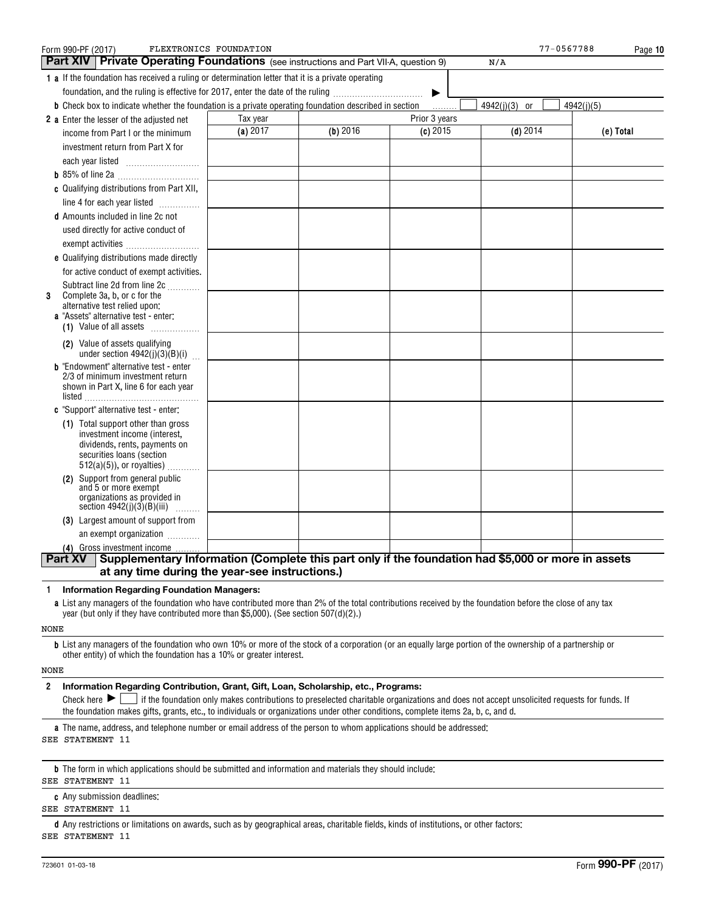Form 990-PF (2017) FLEXTRONICS FOUNDATION 77-0567788

## Part XIV Private Operating Foundations (see instructions and Part VII-A, question 9) N/A

**1 a** If the foundation has received a ruling or determination letter that it is a private operating foundation, and the ruling is effective for 2017, enter the date of the ruling ▶

**b** Check box to indicate whether the foundation is a private operating foundation described in section ☐ 4942(j)(3) or ☐ 4942(j)(5)

| | Tax year | Prior 3 years | | | |
|---|---|---|---|---|---|
| | **(a)** 2017 | **(b)** 2016 | **(c)** 2015 | **(d)** 2014 | **(e) Total** |
| **2 a** Enter the lesser of the adjusted net income from Part I or the minimum investment return from Part X for each year listed | | | | | |
| **b** 85% of line 2a | | | | | |
| **c** Qualifying distributions from Part XII, line 4 for each year listed | | | | | |
| **d** Amounts included in line 2c not used directly for active conduct of exempt activities | | | | | |
| **e** Qualifying distributions made directly for active conduct of exempt activities. Subtract line 2d from line 2c | | | | | |
| **3** Complete 3a, b, or c for the alternative test relied upon: **a** "Assets" alternative test - enter: **(1)** Value of all assets | | | | | |
| **(2)** Value of assets qualifying under section 4942(j)(3)(B)(i) | | | | | |
| **b** "Endowment" alternative test - enter 2/3 of minimum investment return shown in Part X, line 6 for each year listed | | | | | |
| **c** "Support" alternative test - enter: **(1)** Total support other than gross investment income (interest, dividends, rents, payments on securities loans (section 512(a)(5)), or royalties) | | | | | |
| **(2)** Support from general public and 5 or more exempt organizations as provided in section 4942(j)(3)(B)(iii) | | | | | |
| **(3)** Largest amount of support from an exempt organization | | | | | |
| **(4)** Gross investment income | | | | | |

## Part XV Supplementary Information (Complete this part only if the foundation had $5,000 or more in assets at any time during the year-see instructions.)

**1 Information Regarding Foundation Managers:**

**a** List any managers of the foundation who have contributed more than 2% of the total contributions received by the foundation before the close of any tax year (but only if they have contributed more than $5,000). (See section 507(d)(2).)

NONE

**b** List any managers of the foundation who own 10% or more of the stock of a corporation (or an equally large portion of the ownership of a partnership or other entity) of which the foundation has a 10% or greater interest.

NONE

**2 Information Regarding Contribution, Grant, Gift, Loan, Scholarship, etc., Programs:**

Check here ▶ ☐ if the foundation only makes contributions to preselected charitable organizations and does not accept unsolicited requests for funds. If the foundation makes gifts, grants, etc., to individuals or organizations under other conditions, complete items 2a, b, c, and d.

**a** The name, address, and telephone number or email address of the person to whom applications should be addressed:

SEE STATEMENT 11

**b** The form in which applications should be submitted and information and materials they should include:

SEE STATEMENT 11

**c** Any submission deadlines:

SEE STATEMENT 11

**d** Any restrictions or limitations on awards, such as by geographical areas, charitable fields, kinds of institutions, or other factors:

SEE STATEMENT 11

723601 01-03-18 Form **990-PF** (2017)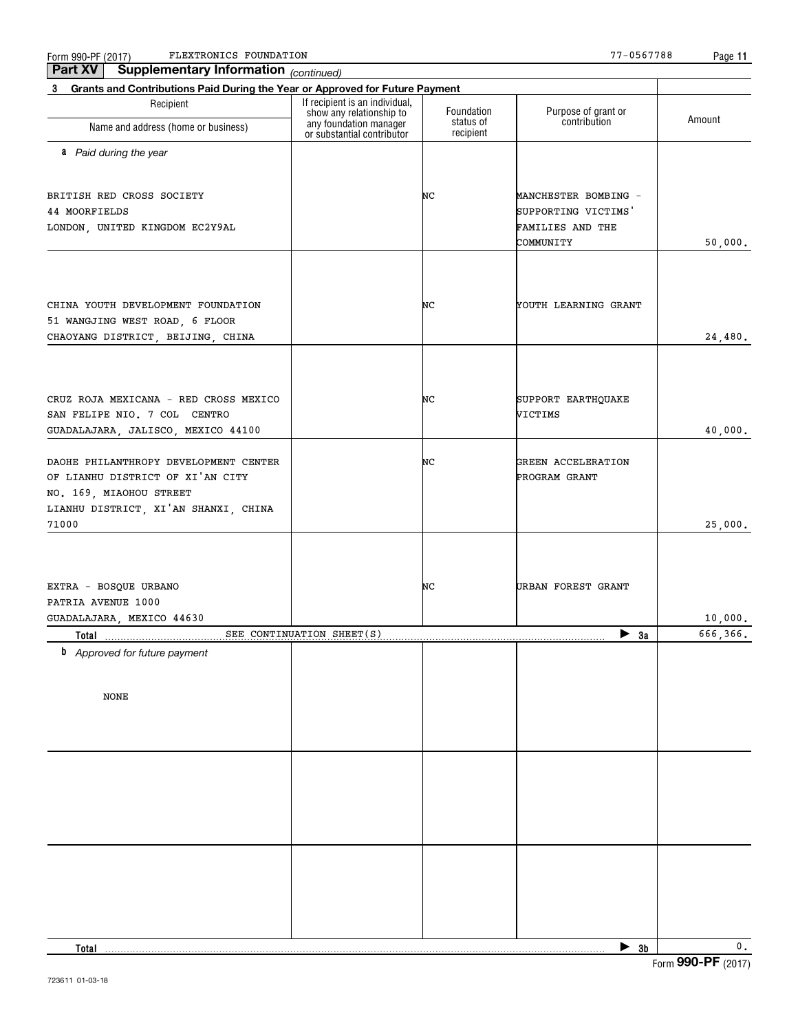## Part XV Supplementary Information *(continued)*

**3 Grants and Contributions Paid During the Year or Approved for Future Payment**

| Recipient Name and address (home or business) | If recipient is an individual, show any relationship to any foundation manager or substantial contributor | Foundation status of recipient | Purpose of grant or contribution | Amount |
|---|---|---|---|---|
| ***a** Paid during the year* | | | | |
| BRITISH RED CROSS SOCIETY<br>44 MOORFIELDS<br>LONDON, UNITED KINGDOM EC2Y9AL | | NC | MANCHESTER BOMBING - SUPPORTING VICTIMS' FAMILIES AND THE COMMUNITY | 50,000. |
| CHINA YOUTH DEVELOPMENT FOUNDATION<br>51 WANGJING WEST ROAD, 6 FLOOR<br>CHAOYANG DISTRICT, BEIJING, CHINA | | NC | YOUTH LEARNING GRANT | 24,480. |
| CRUZ ROJA MEXICANA - RED CROSS MEXICO<br>SAN FELIPE NIO. 7 COL CENTRO<br>GUADALAJARA, JALISCO, MEXICO 44100 | | NC | SUPPORT EARTHQUAKE VICTIMS | 40,000. |
| DAOHE PHILANTHROPY DEVELOPMENT CENTER OF LIANHU DISTRICT OF XI'AN CITY<br>NO. 169, MIAOHOU STREET<br>LIANHU DISTRICT, XI'AN SHANXI, CHINA 71000 | | NC | GREEN ACCELERATION PROGRAM GRANT | 25,000. |
| EXTRA - BOSQUE URBANO<br>PATRIA AVENUE 1000<br>GUADALAJARA, MEXICO 44630 | | NC | URBAN FOREST GRANT | 10,000. |
| **Total** SEE CONTINUATION SHEET(S) | | | ▶ **3a** | 666,366. |
| ***b** Approved for future payment* | | | | |
| NONE | | | | |
| **Total** | | | ▶ **3b** | 0. |

Form **990-PF** (2017)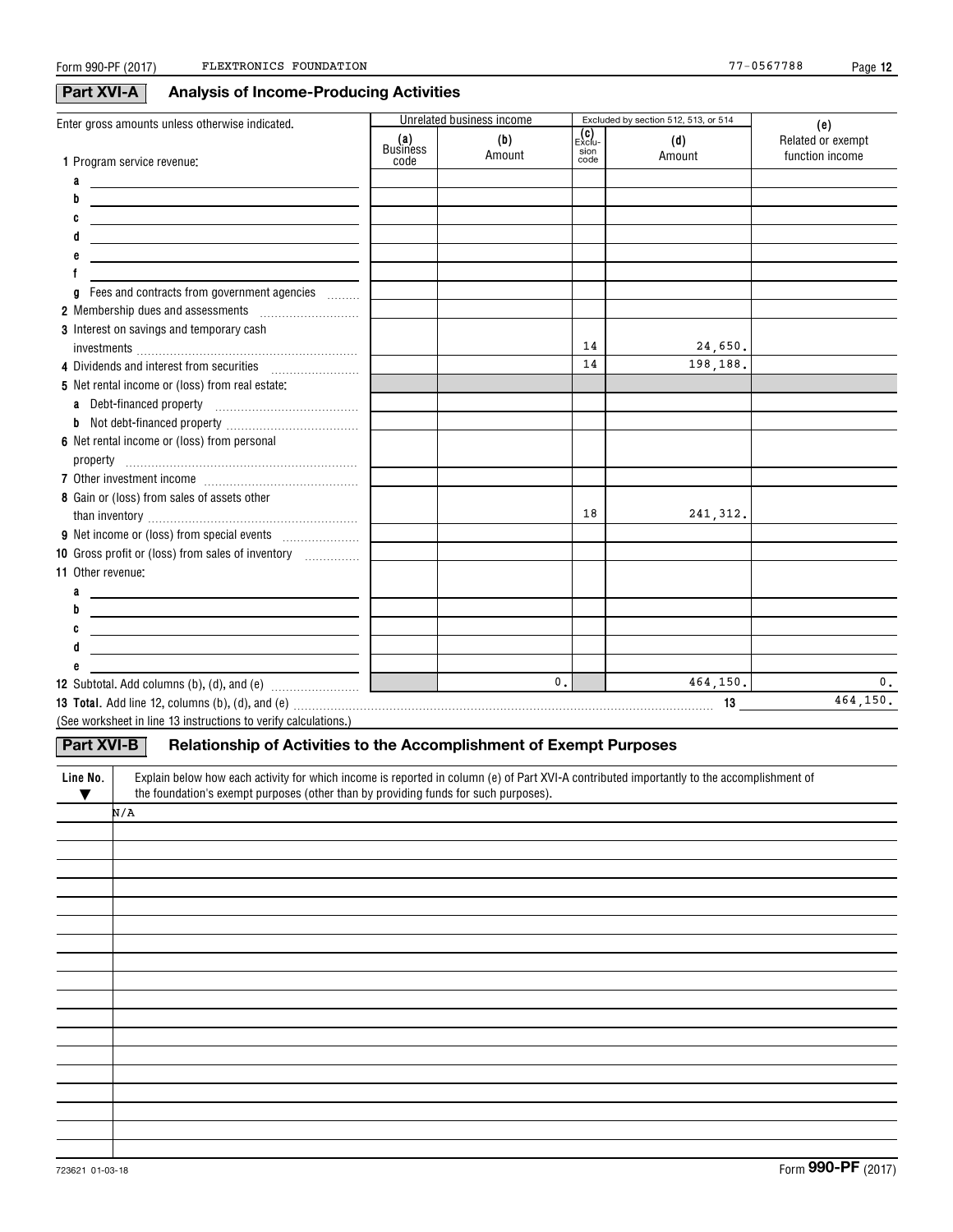Form 990-PF (2017) FLEXTRONICS FOUNDATION 77-0567788

## Part XVI-A Analysis of Income-Producing Activities

| Enter gross amounts unless otherwise indicated. | Unrelated business income | | Excluded by section 512, 513, or 514 | | (e) |
|---|---|---|---|---|---|
| | (a) Business code | (b) Amount | (c) Exclusion code | (d) Amount | Related or exempt function income |
| 1 Program service revenue: | | | | | |
| a | | | | | |
| b | | | | | |
| c | | | | | |
| d | | | | | |
| e | | | | | |
| f | | | | | |
| g Fees and contracts from government agencies | | | | | |
| 2 Membership dues and assessments | | | | | |
| 3 Interest on savings and temporary cash investments | | | 14 | 24,650. | |
| 4 Dividends and interest from securities | | | 14 | 198,188. | |
| 5 Net rental income or (loss) from real estate: | | | | | |
| a Debt-financed property | | | | | |
| b Not debt-financed property | | | | | |
| 6 Net rental income or (loss) from personal property | | | | | |
| 7 Other investment income | | | | | |
| 8 Gain or (loss) from sales of assets other than inventory | | | 18 | 241,312. | |
| 9 Net income or (loss) from special events | | | | | |
| 10 Gross profit or (loss) from sales of inventory | | | | | |
| 11 Other revenue: | | | | | |
| a | | | | | |
| b | | | | | |
| c | | | | | |
| d | | | | | |
| e | | | | | |
| 12 Subtotal. Add columns (b), (d), and (e) | | 0. | | 464,150. | 0. |

**13 Total.** Add line 12, columns (b), (d), and (e) ..... 13 464,150.

(See worksheet in line 13 instructions to verify calculations.)

## Part XVI-B Relationship of Activities to the Accomplishment of Exempt Purposes

| Line No. ▼ | Explain below how each activity for which income is reported in column (e) of Part XVI-A contributed importantly to the accomplishment of the foundation's exempt purposes (other than by providing funds for such purposes). |
|---|---|
| | N/A |

723621 01-03-18 Form **990-PF** (2017)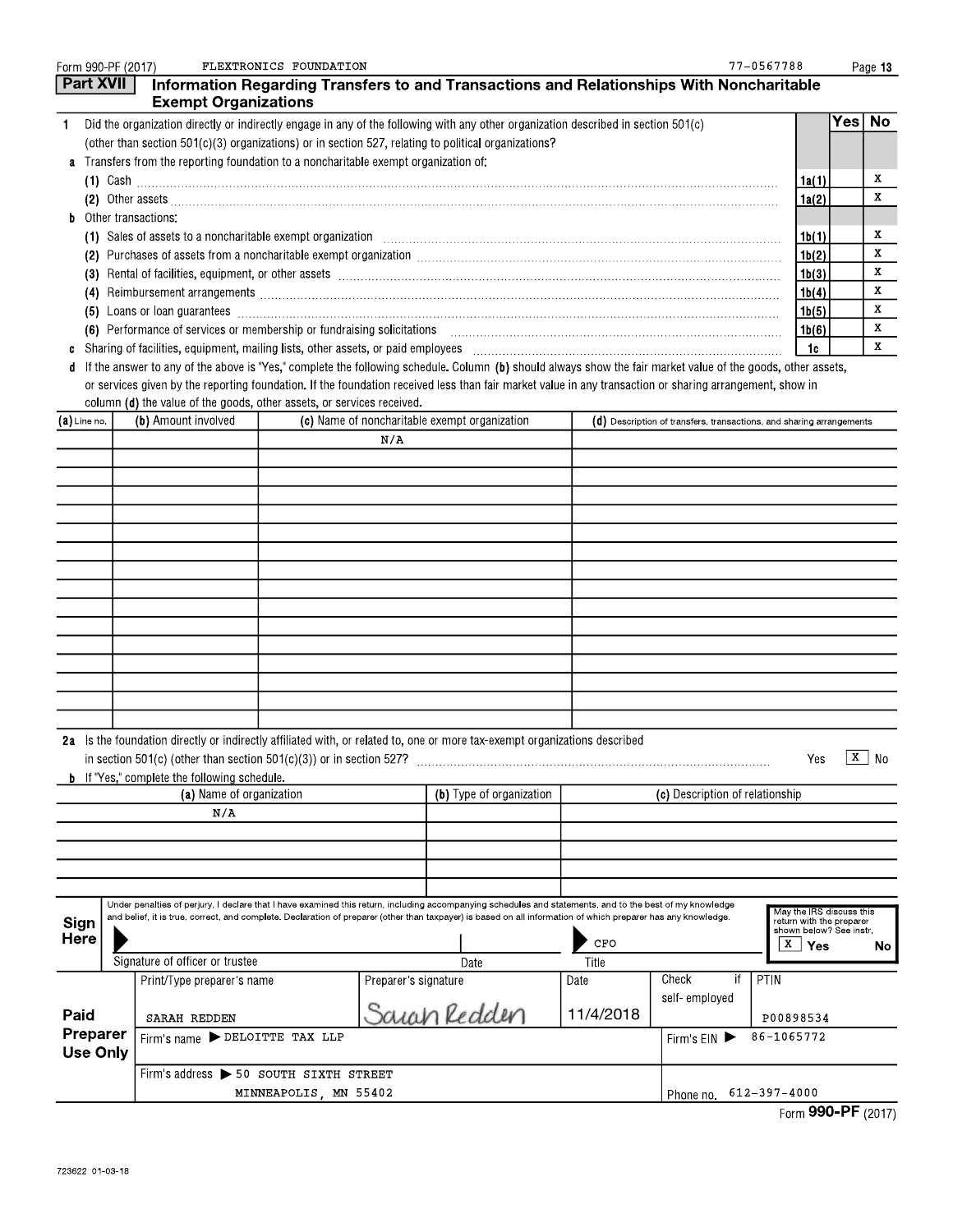Form 990-PF (2017) FLEXTRONICS FOUNDATION 77-0567788

## Part XVII Information Regarding Transfers to and Transactions and Relationships With Noncharitable Exempt Organizations

| | | | Yes | No |
|---|---|---|---|---|
| 1 | Did the organization directly or indirectly engage in any of the following with any other organization described in section 501(c) (other than section 501(c)(3) organizations) or in section 527, relating to political organizations? | | | |
| a | Transfers from the reporting foundation to a noncharitable exempt organization of: | | | |
| | (1) Cash | 1a(1) | | X |
| | (2) Other assets | 1a(2) | | X |
| b | Other transactions: | | | |
| | (1) Sales of assets to a noncharitable exempt organization | 1b(1) | | X |
| | (2) Purchases of assets from a noncharitable exempt organization | 1b(2) | | X |
| | (3) Rental of facilities, equipment, or other assets | 1b(3) | | X |
| | (4) Reimbursement arrangements | 1b(4) | | X |
| | (5) Loans or loan guarantees | 1b(5) | | X |
| | (6) Performance of services or membership or fundraising solicitations | 1b(6) | | X |
| c | Sharing of facilities, equipment, mailing lists, other assets, or paid employees | 1c | | X |

d If the answer to any of the above is "Yes," complete the following schedule. Column **(b)** should always show the fair market value of the goods, other assets, or services given by the reporting foundation. If the foundation received less than fair market value in any transaction or sharing arrangement, show in column **(d)** the value of the goods, other assets, or services received.

| (a) Line no. | (b) Amount involved | (c) Name of noncharitable exempt organization | (d) Description of transfers, transactions, and sharing arrangements |
|---|---|---|---|
| | | N/A | |

2a Is the foundation directly or indirectly affiliated with, or related to, one or more tax-exempt organizations described in section 501(c) (other than section 501(c)(3)) or in section 527? Yes [X] No

b If "Yes," complete the following schedule.

| (a) Name of organization | (b) Type of organization | (c) Description of relationship |
|---|---|---|
| N/A | | |

**Sign Here**

Under penalties of perjury, I declare that I have examined this return, including accompanying schedules and statements, and to the best of my knowledge and belief, it is true, correct, and complete. Declaration of preparer (other than taxpayer) is based on all information of which preparer has any knowledge.

| Signature of officer or trustee | Date | Title |
|---|---|---|
| | | CFO |

May the IRS discuss this return with the preparer shown below? See instr. [X] Yes No

**Paid Preparer Use Only**

| Print/Type preparer's name | Preparer's signature | Date | Check if self-employed | PTIN |
|---|---|---|---|---|
| SARAH REDDEN | Sarah Redden | 11/4/2018 | | P00898534 |

Firm's name ▶ DELOITTE TAX LLP — Firm's EIN ▶ 86-1065772

Firm's address ▶ 50 SOUTH SIXTH STREET, MINNEAPOLIS, MN 55402 — Phone no. 612-397-4000

Form **990-PF** (2017)

723622 01-03-18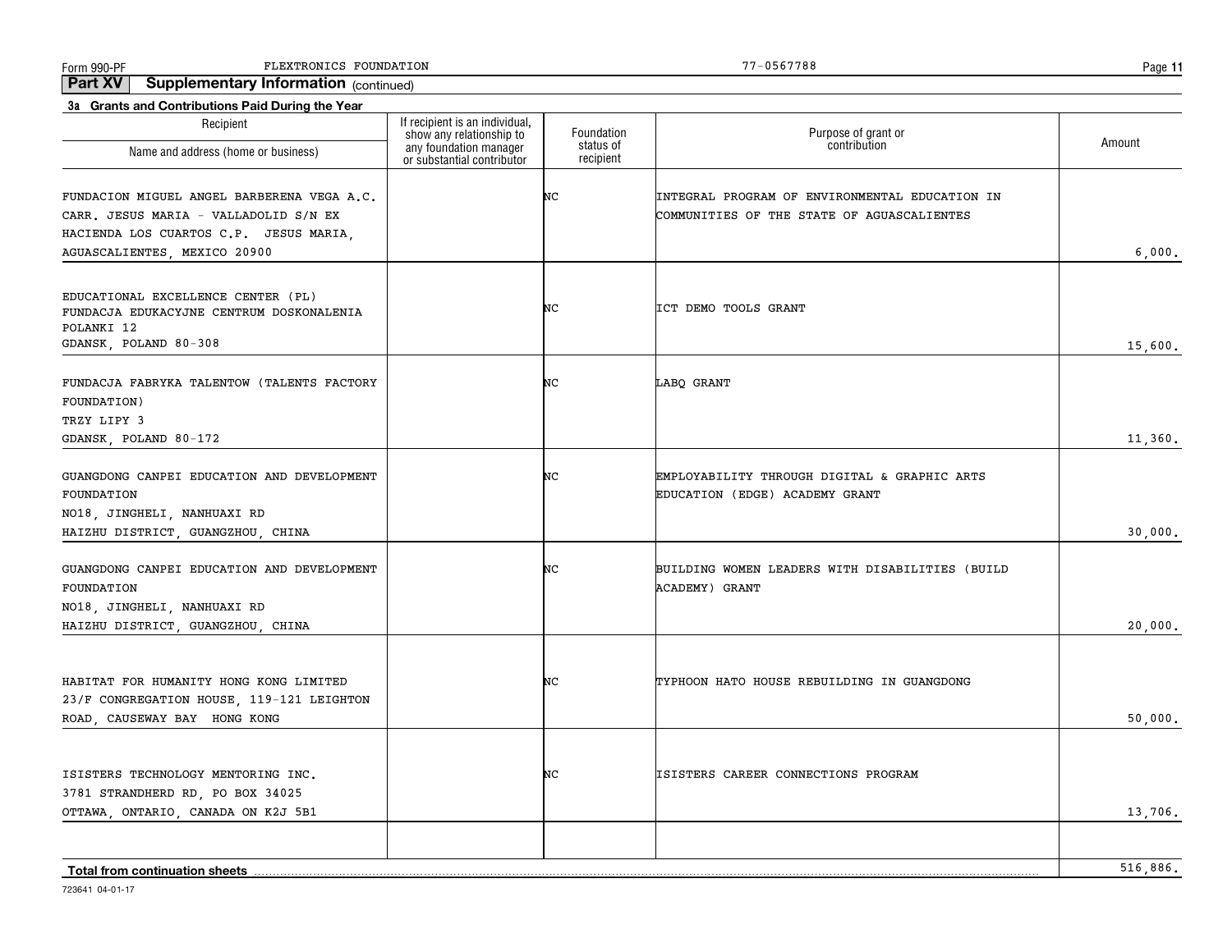**Part XV Supplementary Information** *(continued)*

**3a Grants and Contributions Paid During the Year**

| Recipient<br>Name and address (home or business) | If recipient is an individual, show any relationship to any foundation manager or substantial contributor | Foundation status of recipient | Purpose of grant or contribution | Amount |
|---|---|---|---|---|
| FUNDACION MIGUEL ANGEL BARBERENA VEGA A.C.<br>CARR. JESUS MARIA - VALLADOLID S/N EX HACIENDA LOS CUARTOS C.P. JESUS MARIA, AGUASCALIENTES, MEXICO 20900 | | NC | INTEGRAL PROGRAM OF ENVIRONMENTAL EDUCATION IN COMMUNITIES OF THE STATE OF AGUASCALIENTES | 6,000. |
| EDUCATIONAL EXCELLENCE CENTER (PL)<br>FUNDACJA EDUKACYJNE CENTRUM DOSKONALENIA<br>POLANKI 12<br>GDANSK, POLAND 80-308 | | NC | ICT DEMO TOOLS GRANT | 15,600. |
| FUNDACJA FABRYKA TALENTOW (TALENTS FACTORY FOUNDATION)<br>TRZY LIPY 3<br>GDANSK, POLAND 80-172 | | NC | LABQ GRANT | 11,360. |
| GUANGDONG CANPEI EDUCATION AND DEVELOPMENT FOUNDATION<br>NO18, JINGHELI, NANHUAXI RD<br>HAIZHU DISTRICT, GUANGZHOU, CHINA | | NC | EMPLOYABILITY THROUGH DIGITAL & GRAPHIC ARTS EDUCATION (EDGE) ACADEMY GRANT | 30,000. |
| GUANGDONG CANPEI EDUCATION AND DEVELOPMENT FOUNDATION<br>NO18, JINGHELI, NANHUAXI RD<br>HAIZHU DISTRICT, GUANGZHOU, CHINA | | NC | BUILDING WOMEN LEADERS WITH DISABILITIES (BUILD ACADEMY) GRANT | 20,000. |
| HABITAT FOR HUMANITY HONG KONG LIMITED<br>23/F CONGREGATION HOUSE, 119-121 LEIGHTON ROAD, CAUSEWAY BAY HONG KONG | | NC | TYPHOON HATO HOUSE REBUILDING IN GUANGDONG | 50,000. |
| ISISTERS TECHNOLOGY MENTORING INC.<br>3781 STRANDHERD RD, PO BOX 34025<br>OTTAWA, ONTARIO, CANADA ON K2J 5B1 | | NC | ISISTERS CAREER CONNECTIONS PROGRAM | 13,706. |
| | | | | |
| **Total from continuation sheets** | | | | 516,886. |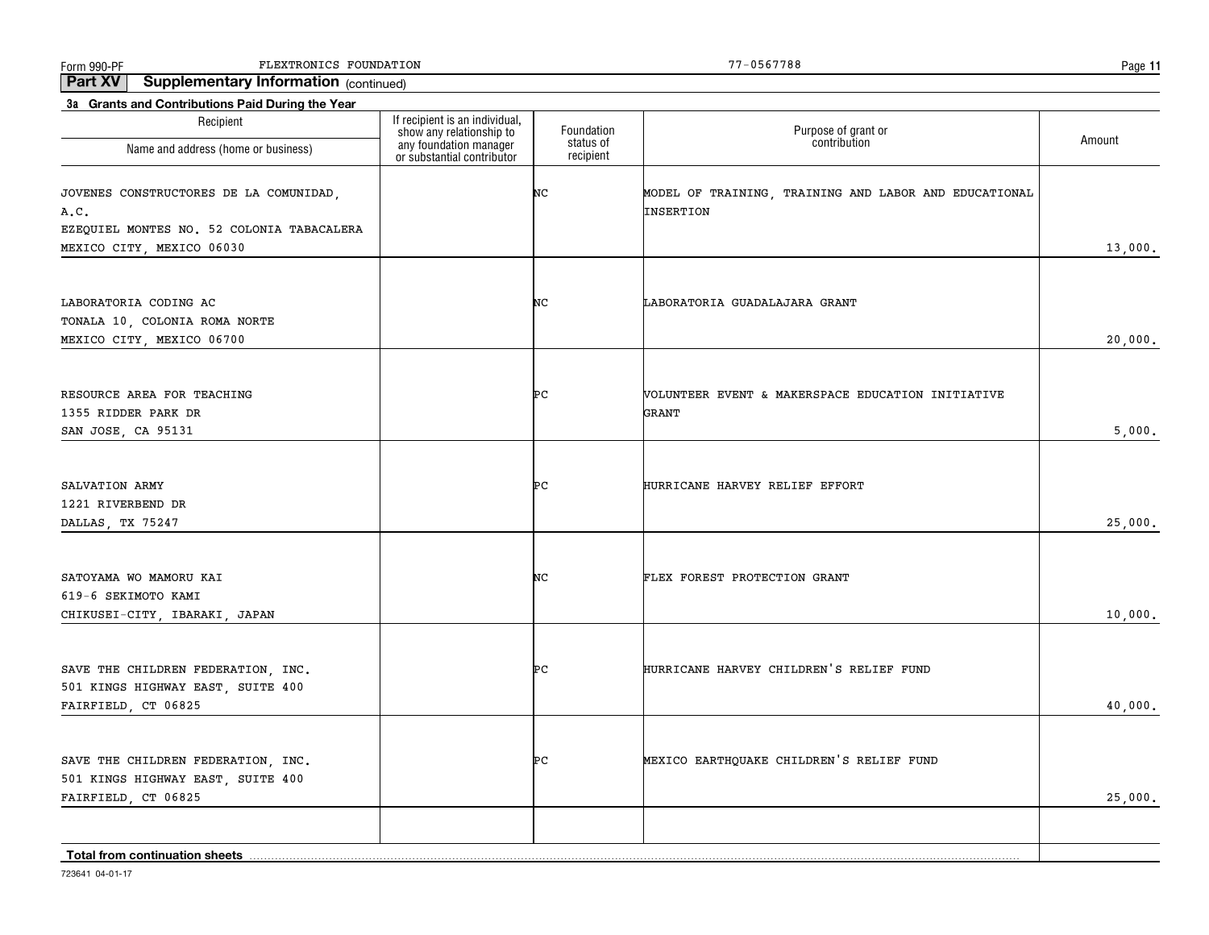**Part XV Supplementary Information** (continued)

**3a Grants and Contributions Paid During the Year**

| Recipient Name and address (home or business) | If recipient is an individual, show any relationship to any foundation manager or substantial contributor | Foundation status of recipient | Purpose of grant or contribution | Amount |
|---|---|---|---|---|
| JOVENES CONSTRUCTORES DE LA COMUNIDAD, A.C.<br>EZEQUIEL MONTES NO. 52 COLONIA TABACALERA<br>MEXICO CITY, MEXICO 06030 | | NC | MODEL OF TRAINING, TRAINING AND LABOR AND EDUCATIONAL INSERTION | 13,000. |
| LABORATORIA CODING AC<br>TONALA 10, COLONIA ROMA NORTE<br>MEXICO CITY, MEXICO 06700 | | NC | LABORATORIA GUADALAJARA GRANT | 20,000. |
| RESOURCE AREA FOR TEACHING<br>1355 RIDDER PARK DR<br>SAN JOSE, CA 95131 | | PC | VOLUNTEER EVENT & MAKERSPACE EDUCATION INITIATIVE GRANT | 5,000. |
| SALVATION ARMY<br>1221 RIVERBEND DR<br>DALLAS, TX 75247 | | PC | HURRICANE HARVEY RELIEF EFFORT | 25,000. |
| SATOYAMA WO MAMORU KAI<br>619-6 SEKIMOTO KAMI<br>CHIKUSEI-CITY, IBARAKI, JAPAN | | NC | FLEX FOREST PROTECTION GRANT | 10,000. |
| SAVE THE CHILDREN FEDERATION, INC.<br>501 KINGS HIGHWAY EAST, SUITE 400<br>FAIRFIELD, CT 06825 | | PC | HURRICANE HARVEY CHILDREN'S RELIEF FUND | 40,000. |
| SAVE THE CHILDREN FEDERATION, INC.<br>501 KINGS HIGHWAY EAST, SUITE 400<br>FAIRFIELD, CT 06825 | | PC | MEXICO EARTHQUAKE CHILDREN'S RELIEF FUND | 25,000. |
| | | | | |
| **Total from continuation sheets** | | | | |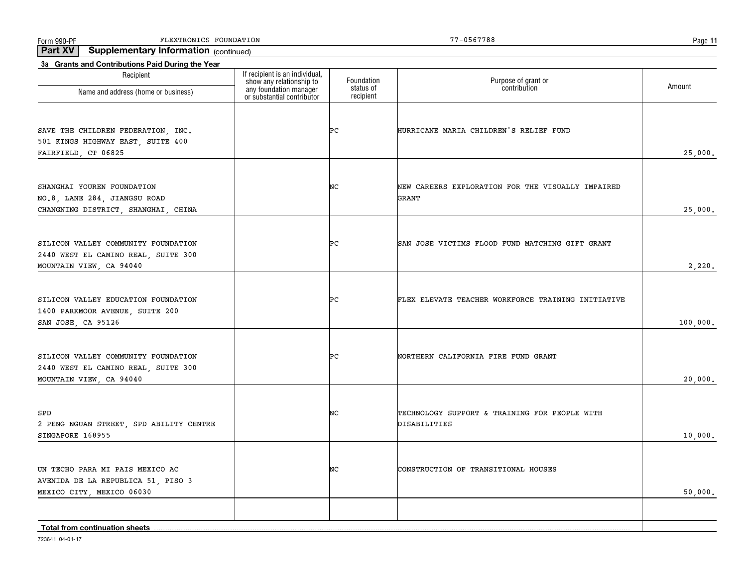## Part XV Supplementary Information (continued)

### 3a Grants and Contributions Paid During the Year

| Recipient Name and address (home or business) | If recipient is an individual, show any relationship to any foundation manager or substantial contributor | Foundation status of recipient | Purpose of grant or contribution | Amount |
|---|---|---|---|---|
| SAVE THE CHILDREN FEDERATION, INC.<br>501 KINGS HIGHWAY EAST, SUITE 400<br>FAIRFIELD, CT 06825 | | PC | HURRICANE MARIA CHILDREN'S RELIEF FUND | 25,000. |
| SHANGHAI YOUREN FOUNDATION<br>NO.8, LANE 284, JIANGSU ROAD<br>CHANGNING DISTRICT, SHANGHAI, CHINA | | NC | NEW CAREERS EXPLORATION FOR THE VISUALLY IMPAIRED GRANT | 25,000. |
| SILICON VALLEY COMMUNITY FOUNDATION<br>2440 WEST EL CAMINO REAL, SUITE 300<br>MOUNTAIN VIEW, CA 94040 | | PC | SAN JOSE VICTIMS FLOOD FUND MATCHING GIFT GRANT | 2,220. |
| SILICON VALLEY EDUCATION FOUNDATION<br>1400 PARKMOOR AVENUE, SUITE 200<br>SAN JOSE, CA 95126 | | PC | FLEX ELEVATE TEACHER WORKFORCE TRAINING INITIATIVE | 100,000. |
| SILICON VALLEY COMMUNITY FOUNDATION<br>2440 WEST EL CAMINO REAL, SUITE 300<br>MOUNTAIN VIEW, CA 94040 | | PC | NORTHERN CALIFORNIA FIRE FUND GRANT | 20,000. |
| SPD<br>2 PENG NGUAN STREET, SPD ABILITY CENTRE<br>SINGAPORE 168955 | | NC | TECHNOLOGY SUPPORT & TRAINING FOR PEOPLE WITH DISABILITIES | 10,000. |
| UN TECHO PARA MI PAIS MEXICO AC<br>AVENIDA DE LA REPUBLICA 51, PISO 3<br>MEXICO CITY, MEXICO 06030 | | NC | CONSTRUCTION OF TRANSITIONAL HOUSES | 50,000. |
| | | | | |
| **Total from continuation sheets** | | | | |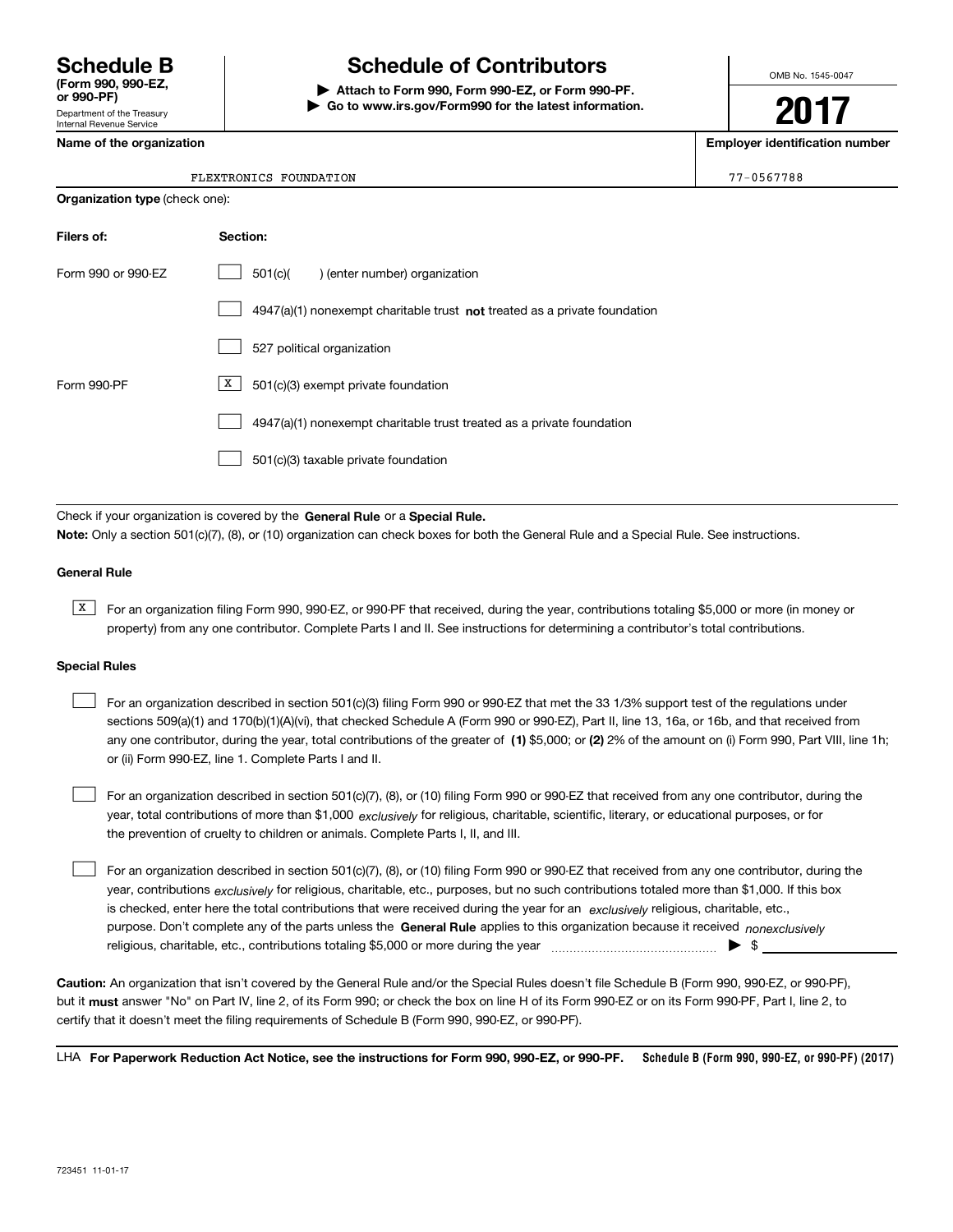# Schedule B

**(Form 990, 990-EZ, or 990-PF)**

Department of the Treasury
Internal Revenue Service

# Schedule of Contributors

**▶ Attach to Form 990, Form 990-EZ, or Form 990-PF.**
**▶ Go to www.irs.gov/Form990 for the latest information.**

OMB No. 1545-0047

**2017**

**Name of the organization**

FLEXTRONICS FOUNDATION

**Employer identification number**

77-0567788

**Organization type** (check one):

| **Filers of:** | **Section:** |
|---|---|
| Form 990 or 990-EZ | ☐ 501(c)( ) (enter number) organization |
| | ☐ 4947(a)(1) nonexempt charitable trust **not** treated as a private foundation |
| | ☐ 527 political organization |
| Form 990-PF | ☒ 501(c)(3) exempt private foundation |
| | ☐ 4947(a)(1) nonexempt charitable trust treated as a private foundation |
| | ☐ 501(c)(3) taxable private foundation |

Check if your organization is covered by the **General Rule** or a **Special Rule.**

**Note:** Only a section 501(c)(7), (8), or (10) organization can check boxes for both the General Rule and a Special Rule. See instructions.

**General Rule**

☒ For an organization filing Form 990, 990-EZ, or 990-PF that received, during the year, contributions totaling $5,000 or more (in money or property) from any one contributor. Complete Parts I and II. See instructions for determining a contributor's total contributions.

**Special Rules**

☐ For an organization described in section 501(c)(3) filing Form 990 or 990-EZ that met the 33 1/3% support test of the regulations under sections 509(a)(1) and 170(b)(1)(A)(vi), that checked Schedule A (Form 990 or 990-EZ), Part II, line 13, 16a, or 16b, and that received from any one contributor, during the year, total contributions of the greater of **(1)** $5,000; or **(2)** 2% of the amount on (i) Form 990, Part VIII, line 1h; or (ii) Form 990-EZ, line 1. Complete Parts I and II.

☐ For an organization described in section 501(c)(7), (8), or (10) filing Form 990 or 990-EZ that received from any one contributor, during the year, total contributions of more than $1,000 *exclusively* for religious, charitable, scientific, literary, or educational purposes, or for the prevention of cruelty to children or animals. Complete Parts I, II, and III.

☐ For an organization described in section 501(c)(7), (8), or (10) filing Form 990 or 990-EZ that received from any one contributor, during the year, contributions *exclusively* for religious, charitable, etc., purposes, but no such contributions totaled more than $1,000. If this box is checked, enter here the total contributions that were received during the year for an *exclusively* religious, charitable, etc., purpose. Don't complete any of the parts unless the **General Rule** applies to this organization because it received *nonexclusively* religious, charitable, etc., contributions totaling $5,000 or more during the year ▶ $ ____________

**Caution:** An organization that isn't covered by the General Rule and/or the Special Rules doesn't file Schedule B (Form 990, 990-EZ, or 990-PF), but it **must** answer "No" on Part IV, line 2, of its Form 990; or check the box on line H of its Form 990-EZ or on its Form 990-PF, Part I, line 2, to certify that it doesn't meet the filing requirements of Schedule B (Form 990, 990-EZ, or 990-PF).

LHA **For Paperwork Reduction Act Notice, see the instructions for Form 990, 990-EZ, or 990-PF.** **Schedule B (Form 990, 990-EZ, or 990-PF) (2017)**

723451 11-01-17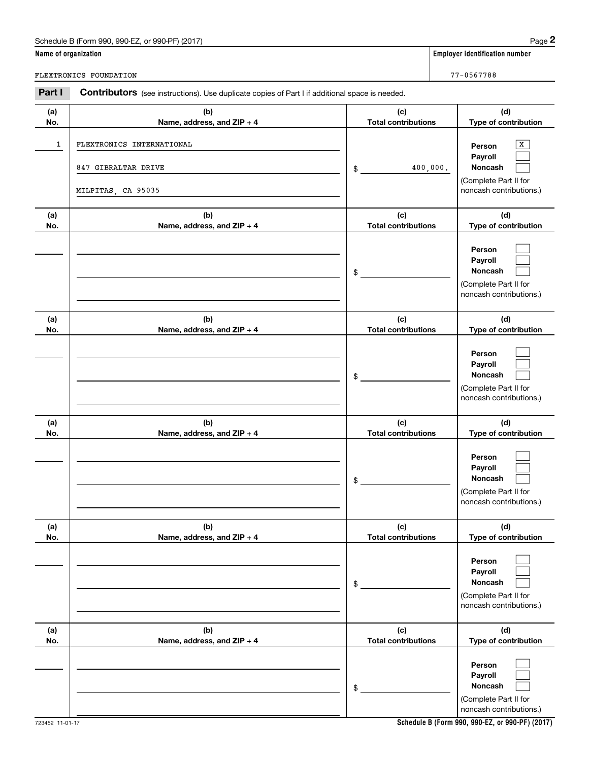Schedule B (Form 990, 990-EZ, or 990-PF) (2017)

**Name of organization**

FLEXTRONICS FOUNDATION

**Employer identification number**

77-0567788

## Part I Contributors (see instructions). Use duplicate copies of Part I if additional space is needed.

| (a) No. | (b) Name, address, and ZIP + 4 | (c) Total contributions | (d) Type of contribution |
|---|---|---|---|
| 1 | FLEXTRONICS INTERNATIONAL<br>847 GIBRALTAR DRIVE<br>MILPITAS, CA 95035 | $ 400,000. | Person [X]<br>Payroll [ ]<br>Noncash [ ]<br>(Complete Part II for noncash contributions.) |
| | | $ | Person [ ]<br>Payroll [ ]<br>Noncash [ ]<br>(Complete Part II for noncash contributions.) |
| | | $ | Person [ ]<br>Payroll [ ]<br>Noncash [ ]<br>(Complete Part II for noncash contributions.) |
| | | $ | Person [ ]<br>Payroll [ ]<br>Noncash [ ]<br>(Complete Part II for noncash contributions.) |
| | | $ | Person [ ]<br>Payroll [ ]<br>Noncash [ ]<br>(Complete Part II for noncash contributions.) |
| | | $ | Person [ ]<br>Payroll [ ]<br>Noncash [ ]<br>(Complete Part II for noncash contributions.) |

723452 11-01-17

Schedule B (Form 990, 990-EZ, or 990-PF) (2017)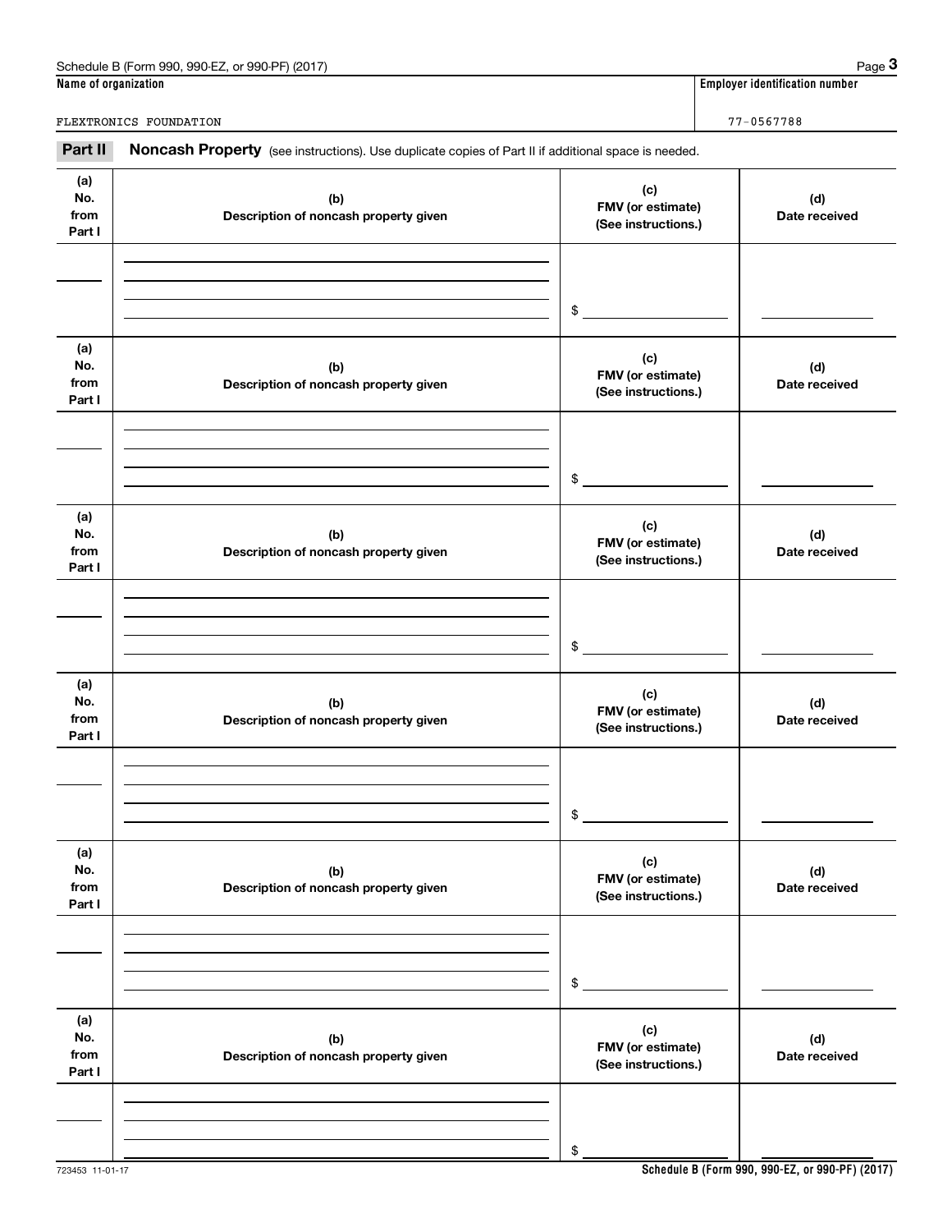Schedule B (Form 990, 990-EZ, or 990-PF) (2017) Page **3**

| Name of organization | Employer identification number |
|---|---|
| FLEXTRONICS FOUNDATION | 77-0567788 |

**Part II** **Noncash Property** (see instructions). Use duplicate copies of Part II if additional space is needed.

| (a) No. from Part I | (b) Description of noncash property given | (c) FMV (or estimate) (See instructions.) | (d) Date received |
|---|---|---|---|
| | | $ | |

| (a) No. from Part I | (b) Description of noncash property given | (c) FMV (or estimate) (See instructions.) | (d) Date received |
|---|---|---|---|
| | | $ | |

| (a) No. from Part I | (b) Description of noncash property given | (c) FMV (or estimate) (See instructions.) | (d) Date received |
|---|---|---|---|
| | | $ | |

| (a) No. from Part I | (b) Description of noncash property given | (c) FMV (or estimate) (See instructions.) | (d) Date received |
|---|---|---|---|
| | | $ | |

| (a) No. from Part I | (b) Description of noncash property given | (c) FMV (or estimate) (See instructions.) | (d) Date received |
|---|---|---|---|
| | | $ | |

| (a) No. from Part I | (b) Description of noncash property given | (c) FMV (or estimate) (See instructions.) | (d) Date received |
|---|---|---|---|
| | | $ | |

723453 11-01-17 **Schedule B (Form 990, 990-EZ, or 990-PF) (2017)**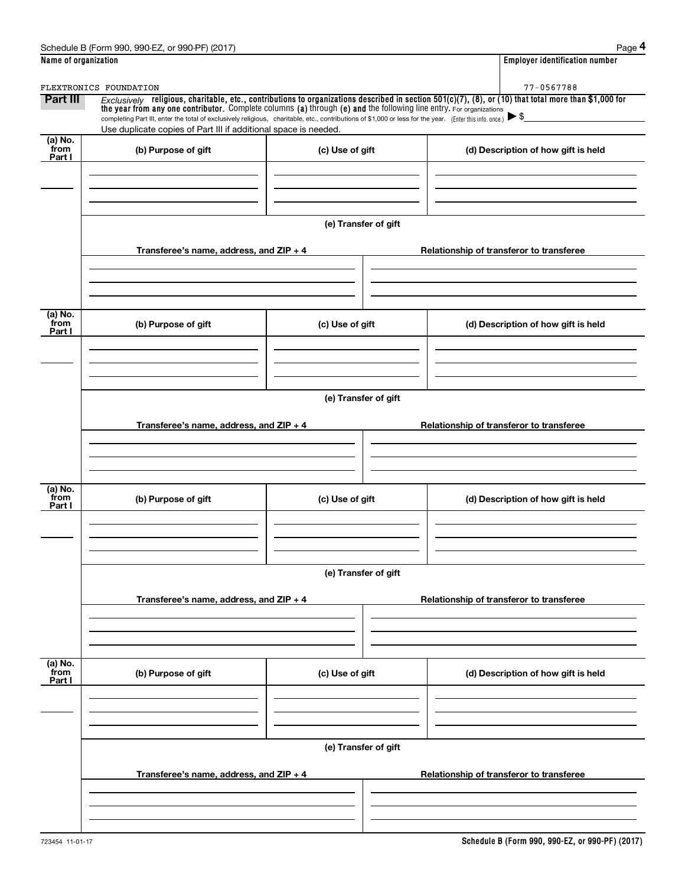Schedule B (Form 990, 990-EZ, or 990-PF) (2017)

| Name of organization | Employer identification number |
|---|---|
| FLEXTRONICS FOUNDATION | 77-0567788 |

**Part III** *Exclusively* **religious, charitable, etc., contributions to organizations described in section 501(c)(7), (8), or (10) that total more than $1,000 for the year from any one contributor.** Complete columns **(a)** through **(e) and** the following line entry. For organizations completing Part III, enter the total of exclusively religious, charitable, etc., contributions of $1,000 or less for the year. (Enter this info. once.) ▶ $

Use duplicate copies of Part III if additional space is needed.

| (a) No. from Part I | (b) Purpose of gift | (c) Use of gift | (d) Description of how gift is held |
|---|---|---|---|
| | | | |

**(e) Transfer of gift**

| Transferee's name, address, and ZIP + 4 | Relationship of transferor to transferee |
|---|---|
| | |

| (a) No. from Part I | (b) Purpose of gift | (c) Use of gift | (d) Description of how gift is held |
|---|---|---|---|
| | | | |

**(e) Transfer of gift**

| Transferee's name, address, and ZIP + 4 | Relationship of transferor to transferee |
|---|---|
| | |

| (a) No. from Part I | (b) Purpose of gift | (c) Use of gift | (d) Description of how gift is held |
|---|---|---|---|
| | | | |

**(e) Transfer of gift**

| Transferee's name, address, and ZIP + 4 | Relationship of transferor to transferee |
|---|---|
| | |

| (a) No. from Part I | (b) Purpose of gift | (c) Use of gift | (d) Description of how gift is held |
|---|---|---|---|
| | | | |

**(e) Transfer of gift**

| Transferee's name, address, and ZIP + 4 | Relationship of transferor to transferee |
|---|---|
| | |

723454 11-01-17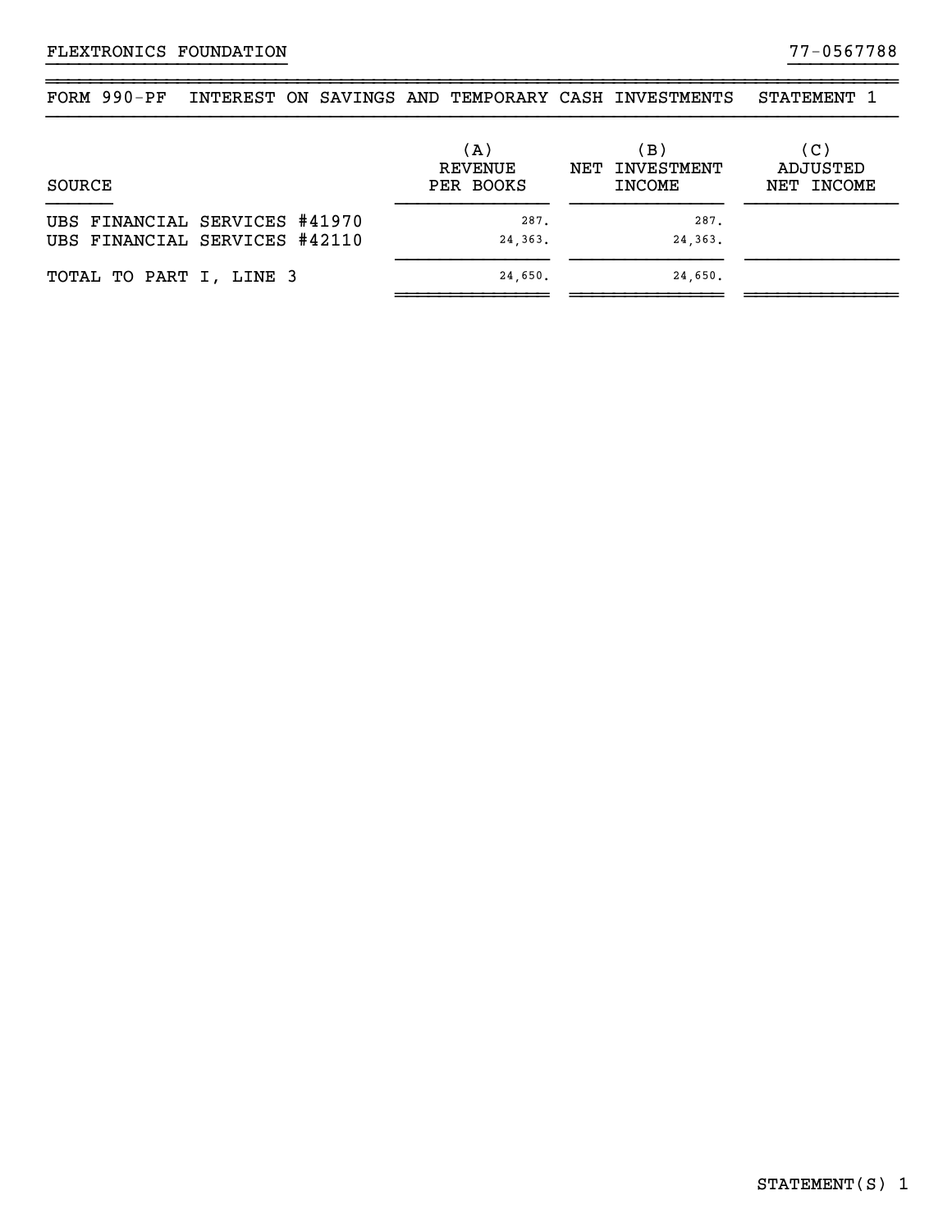FLEXTRONICS FOUNDATION 77-0567788

## FORM 990-PF INTEREST ON SAVINGS AND TEMPORARY CASH INVESTMENTS STATEMENT 1

| SOURCE | (A) REVENUE PER BOOKS | (B) NET INVESTMENT INCOME | (C) ADJUSTED NET INCOME |
|---|---|---|---|
| UBS FINANCIAL SERVICES #41970 | 287. | 287. | |
| UBS FINANCIAL SERVICES #42110 | 24,363. | 24,363. | |
| TOTAL TO PART I, LINE 3 | 24,650. | 24,650. | |

STATEMENT(S) 1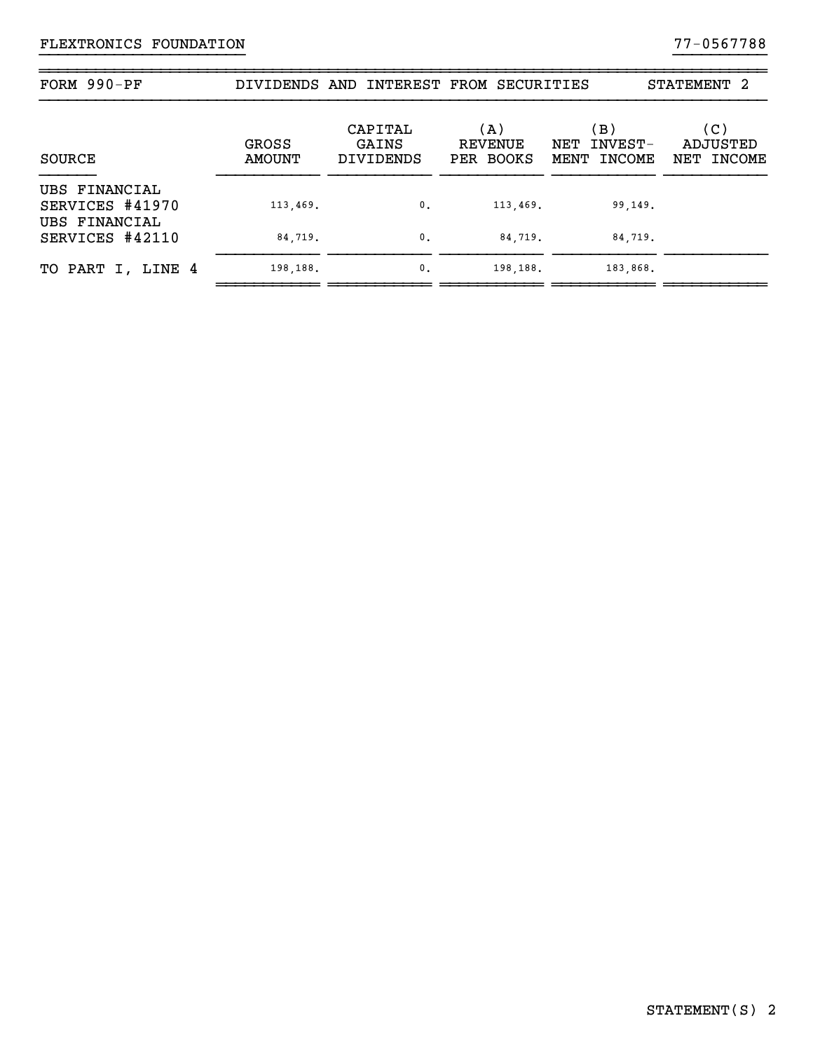FLEXTRONICS FOUNDATION 77-0567788

| FORM 990-PF | DIVIDENDS AND INTEREST FROM SECURITIES | | | STATEMENT 2 |
|---|---|---|---|---|

| SOURCE | GROSS AMOUNT | CAPITAL GAINS DIVIDENDS | (A) REVENUE PER BOOKS | (B) NET INVEST-MENT INCOME | (C) ADJUSTED NET INCOME |
|---|---|---|---|---|---|
| UBS FINANCIAL SERVICES #41970 | 113,469. | 0. | 113,469. | 99,149. | |
| UBS FINANCIAL SERVICES #42110 | 84,719. | 0. | 84,719. | 84,719. | |
| TO PART I, LINE 4 | 198,188. | 0. | 198,188. | 183,868. | |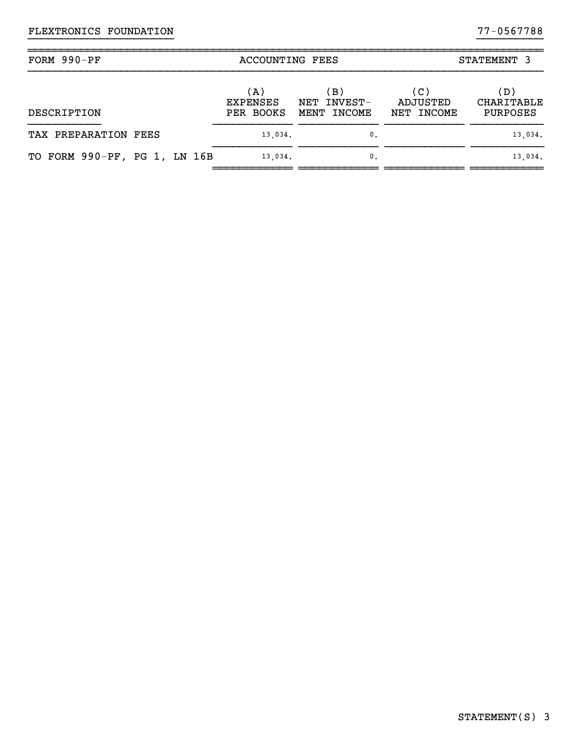FLEXTRONICS FOUNDATION 77-0567788

| FORM 990-PF | ACCOUNTING FEES | | | STATEMENT 3 |
|---|---|---|---|---|
| DESCRIPTION | (A) EXPENSES PER BOOKS | (B) NET INVEST- MENT INCOME | (C) ADJUSTED NET INCOME | (D) CHARITABLE PURPOSES |
| TAX PREPARATION FEES | 13,034. | 0. | | 13,034. |
| TO FORM 990-PF, PG 1, LN 16B | 13,034. | 0. | | 13,034. |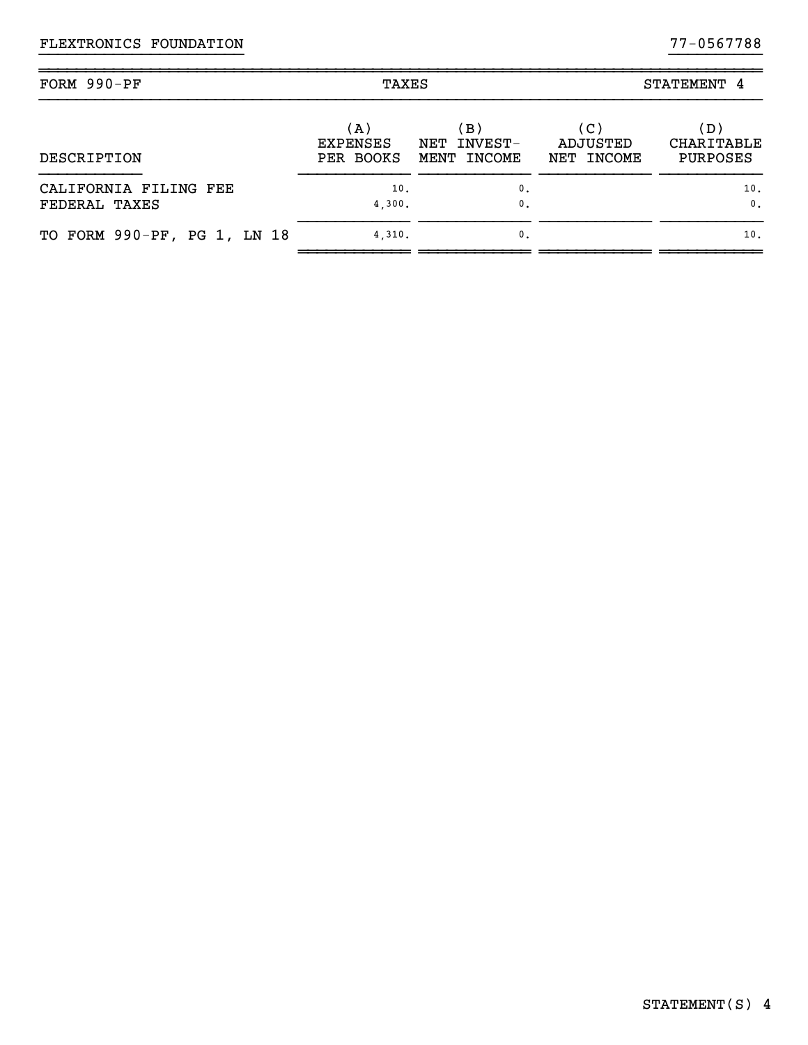FLEXTRONICS FOUNDATION 77-0567788

| FORM 990-PF | TAXES | | | STATEMENT 4 |
|---|---|---|---|---|
| DESCRIPTION | (A) EXPENSES PER BOOKS | (B) NET INVEST- MENT INCOME | (C) ADJUSTED NET INCOME | (D) CHARITABLE PURPOSES |
| CALIFORNIA FILING FEE | 10. | 0. | | 10. |
| FEDERAL TAXES | 4,300. | 0. | | 0. |
| TO FORM 990-PF, PG 1, LN 18 | 4,310. | 0. | | 10. |

STATEMENT(S) 4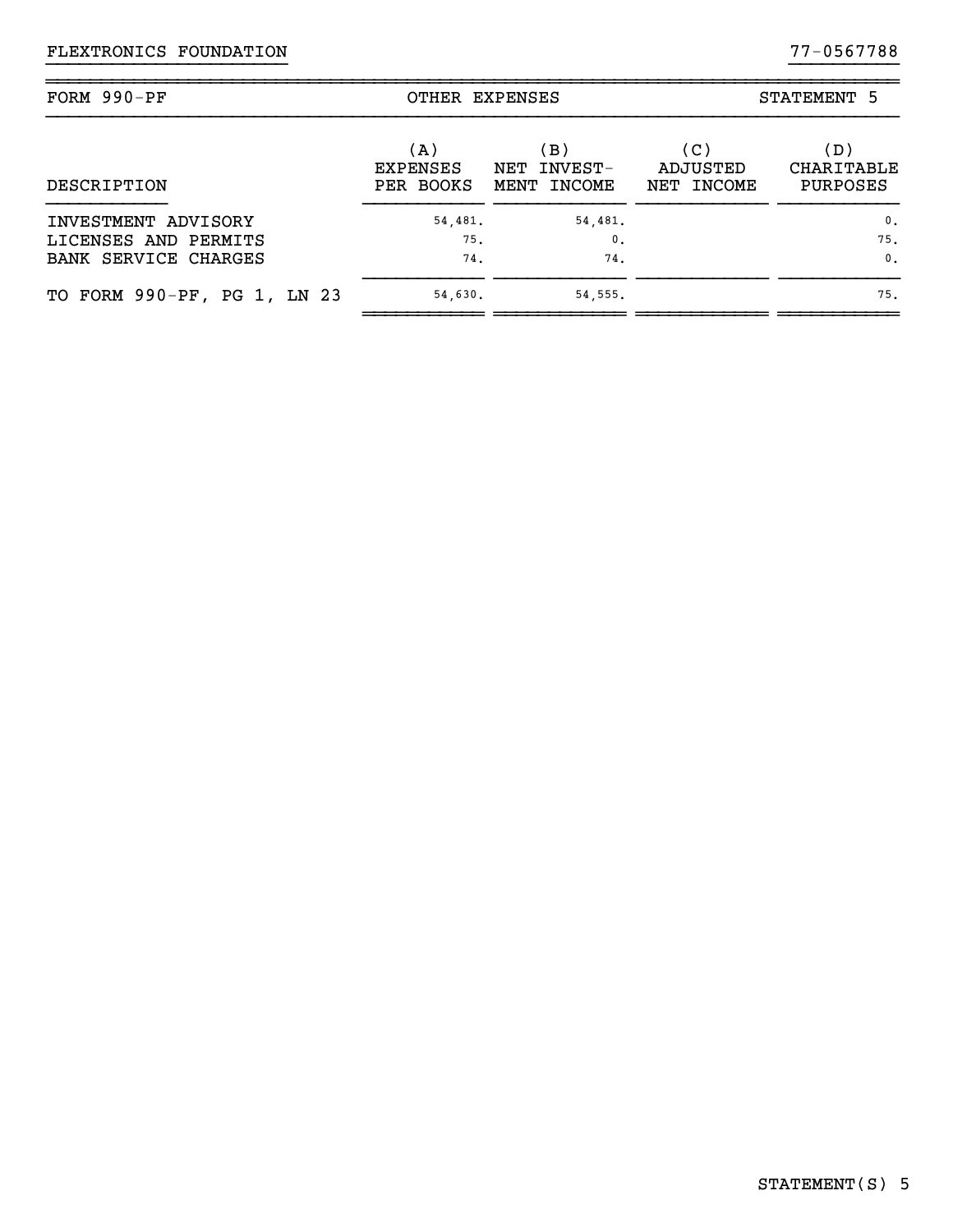FLEXTRONICS FOUNDATION 77-0567788

| FORM 990-PF | OTHER EXPENSES | | | STATEMENT 5 |
|---|---|---|---|---|
| DESCRIPTION | (A) EXPENSES PER BOOKS | (B) NET INVEST- MENT INCOME | (C) ADJUSTED NET INCOME | (D) CHARITABLE PURPOSES |
| INVESTMENT ADVISORY | 54,481. | 54,481. | | 0. |
| LICENSES AND PERMITS | 75. | 0. | | 75. |
| BANK SERVICE CHARGES | 74. | 74. | | 0. |
| TO FORM 990-PF, PG 1, LN 23 | 54,630. | 54,555. | | 75. |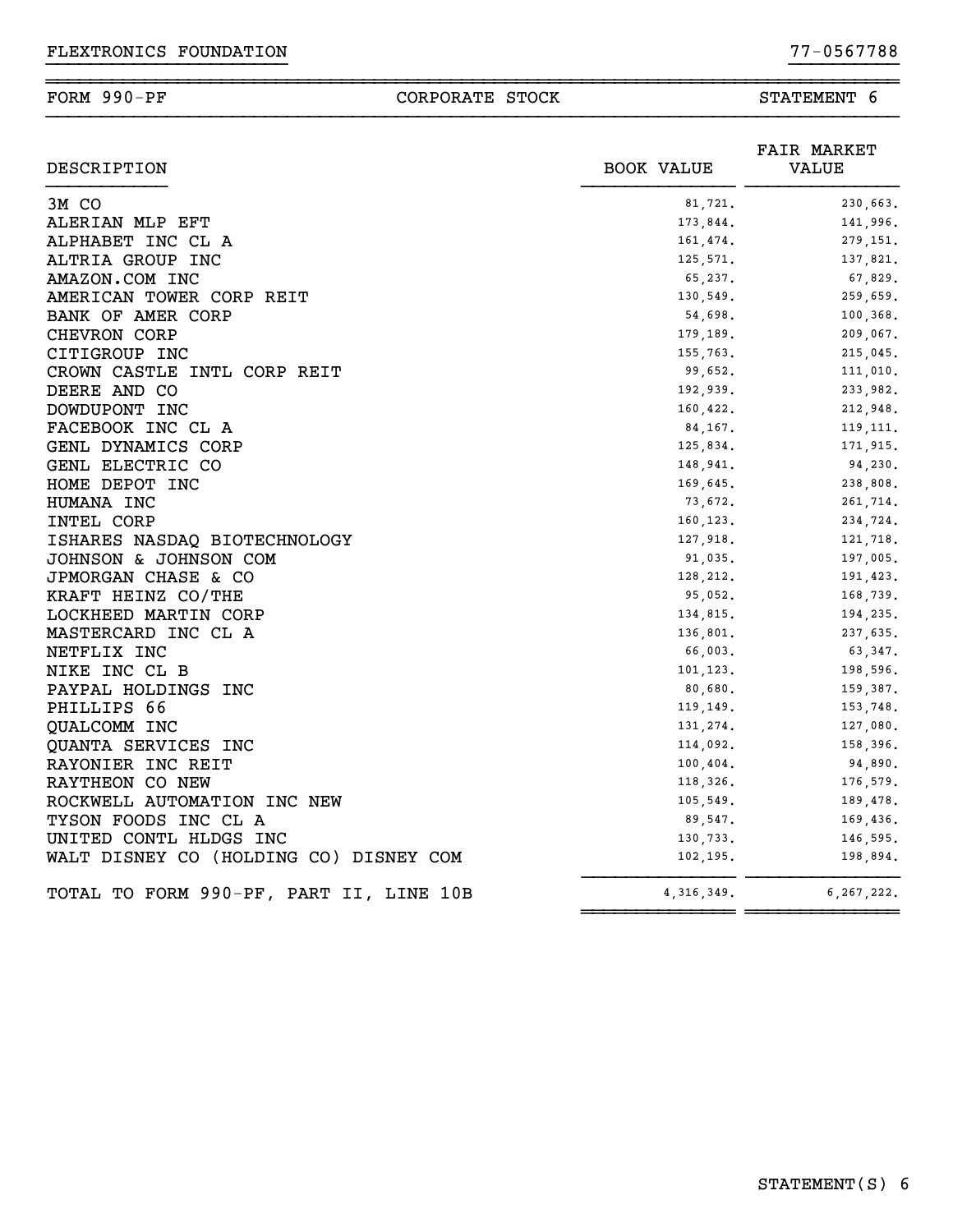FLEXTRONICS FOUNDATION 77-0567788

| FORM 990-PF | CORPORATE STOCK | STATEMENT 6 |
|---|---|---|

| DESCRIPTION | BOOK VALUE | FAIR MARKET VALUE |
|---|---|---|
| 3M CO | 81,721. | 230,663. |
| ALERIAN MLP EFT | 173,844. | 141,996. |
| ALPHABET INC CL A | 161,474. | 279,151. |
| ALTRIA GROUP INC | 125,571. | 137,821. |
| AMAZON.COM INC | 65,237. | 67,829. |
| AMERICAN TOWER CORP REIT | 130,549. | 259,659. |
| BANK OF AMER CORP | 54,698. | 100,368. |
| CHEVRON CORP | 179,189. | 209,067. |
| CITIGROUP INC | 155,763. | 215,045. |
| CROWN CASTLE INTL CORP REIT | 99,652. | 111,010. |
| DEERE AND CO | 192,939. | 233,982. |
| DOWDUPONT INC | 160,422. | 212,948. |
| FACEBOOK INC CL A | 84,167. | 119,111. |
| GENL DYNAMICS CORP | 125,834. | 171,915. |
| GENL ELECTRIC CO | 148,941. | 94,230. |
| HOME DEPOT INC | 169,645. | 238,808. |
| HUMANA INC | 73,672. | 261,714. |
| INTEL CORP | 160,123. | 234,724. |
| ISHARES NASDAQ BIOTECHNOLOGY | 127,918. | 121,718. |
| JOHNSON & JOHNSON COM | 91,035. | 197,005. |
| JPMORGAN CHASE & CO | 128,212. | 191,423. |
| KRAFT HEINZ CO/THE | 95,052. | 168,739. |
| LOCKHEED MARTIN CORP | 134,815. | 194,235. |
| MASTERCARD INC CL A | 136,801. | 237,635. |
| NETFLIX INC | 66,003. | 63,347. |
| NIKE INC CL B | 101,123. | 198,596. |
| PAYPAL HOLDINGS INC | 80,680. | 159,387. |
| PHILLIPS 66 | 119,149. | 153,748. |
| QUALCOMM INC | 131,274. | 127,080. |
| QUANTA SERVICES INC | 114,092. | 158,396. |
| RAYONIER INC REIT | 100,404. | 94,890. |
| RAYTHEON CO NEW | 118,326. | 176,579. |
| ROCKWELL AUTOMATION INC NEW | 105,549. | 189,478. |
| TYSON FOODS INC CL A | 89,547. | 169,436. |
| UNITED CONTL HLDGS INC | 130,733. | 146,595. |
| WALT DISNEY CO (HOLDING CO) DISNEY COM | 102,195. | 198,894. |
| TOTAL TO FORM 990-PF, PART II, LINE 10B | 4,316,349. | 6,267,222. |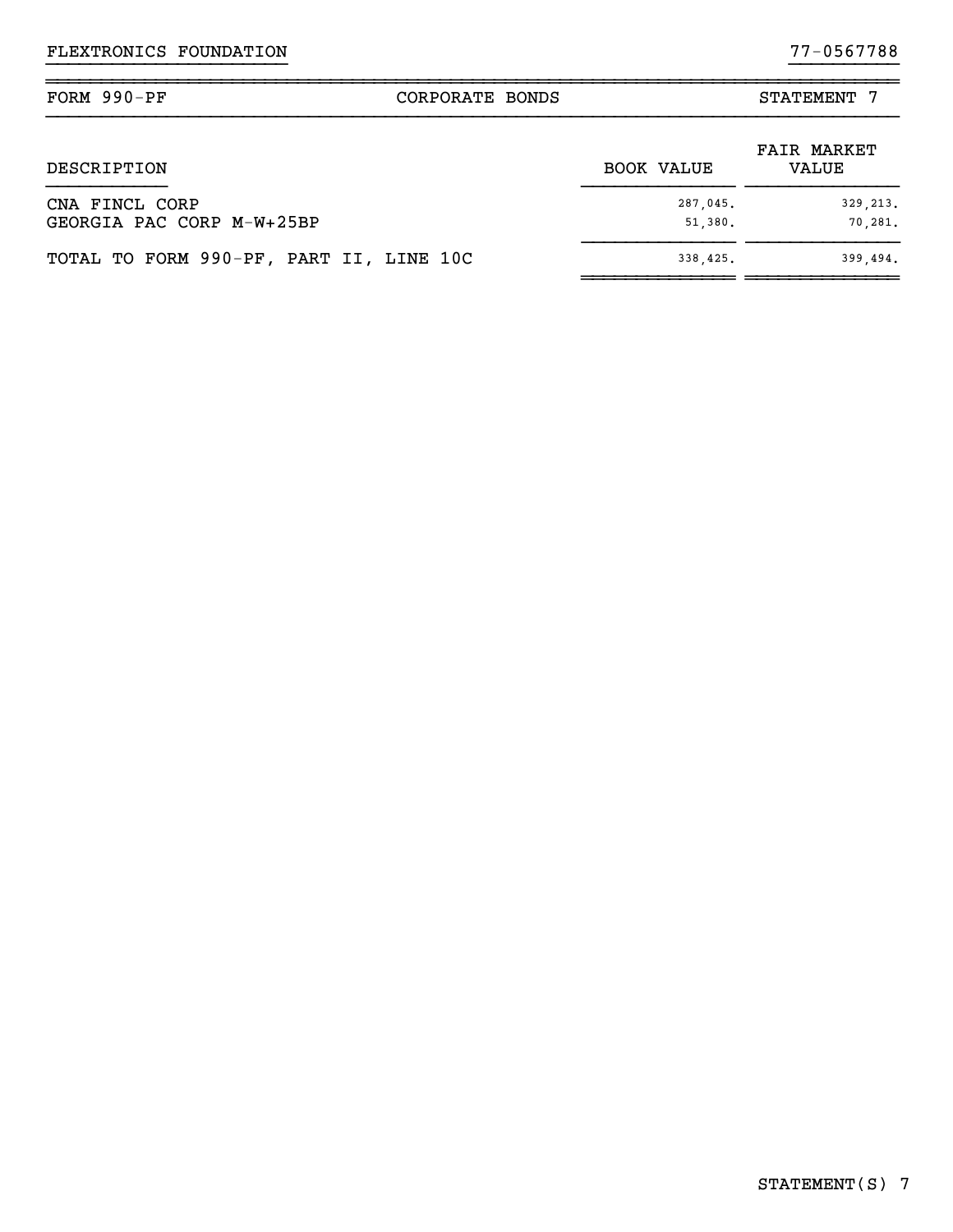FLEXTRONICS FOUNDATION 77-0567788

| FORM 990-PF | CORPORATE BONDS | STATEMENT 7 |
|---|---|---|

| DESCRIPTION | BOOK VALUE | FAIR MARKET VALUE |
|---|---|---|
| CNA FINCL CORP | 287,045. | 329,213. |
| GEORGIA PAC CORP M-W+25BP | 51,380. | 70,281. |
| TOTAL TO FORM 990-PF, PART II, LINE 10C | 338,425. | 399,494. |

STATEMENT(S) 7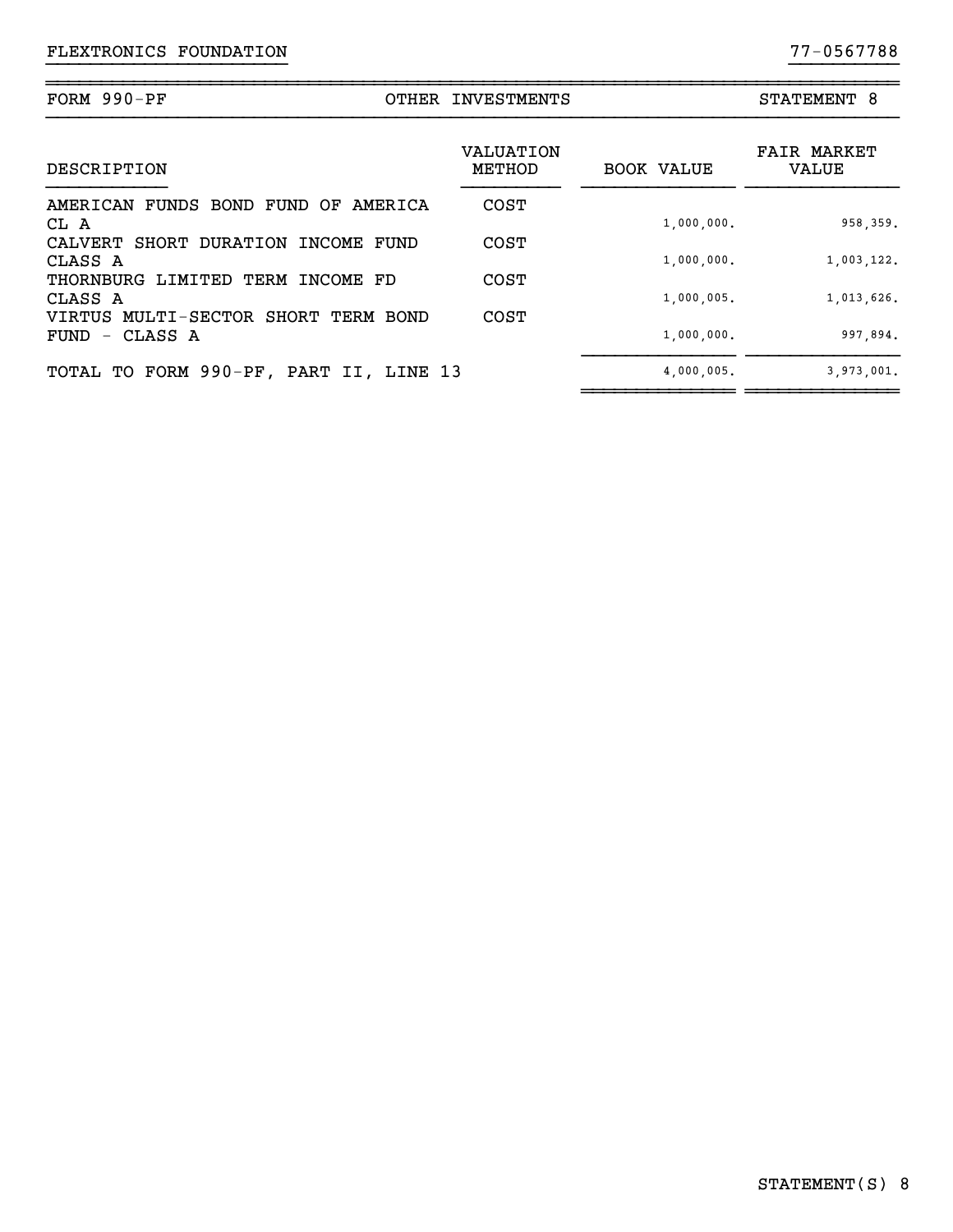FLEXTRONICS FOUNDATION 77-0567788

FORM 990-PF OTHER INVESTMENTS STATEMENT 8

| DESCRIPTION | VALUATION METHOD | BOOK VALUE | FAIR MARKET VALUE |
|---|---|---|---|
| AMERICAN FUNDS BOND FUND OF AMERICA CL A | COST | 1,000,000. | 958,359. |
| CALVERT SHORT DURATION INCOME FUND CLASS A | COST | 1,000,000. | 1,003,122. |
| THORNBURG LIMITED TERM INCOME FD CLASS A | COST | 1,000,005. | 1,013,626. |
| VIRTUS MULTI-SECTOR SHORT TERM BOND FUND - CLASS A | COST | 1,000,000. | 997,894. |
| TOTAL TO FORM 990-PF, PART II, LINE 13 | | 4,000,005. | 3,973,001. |

STATEMENT(S) 8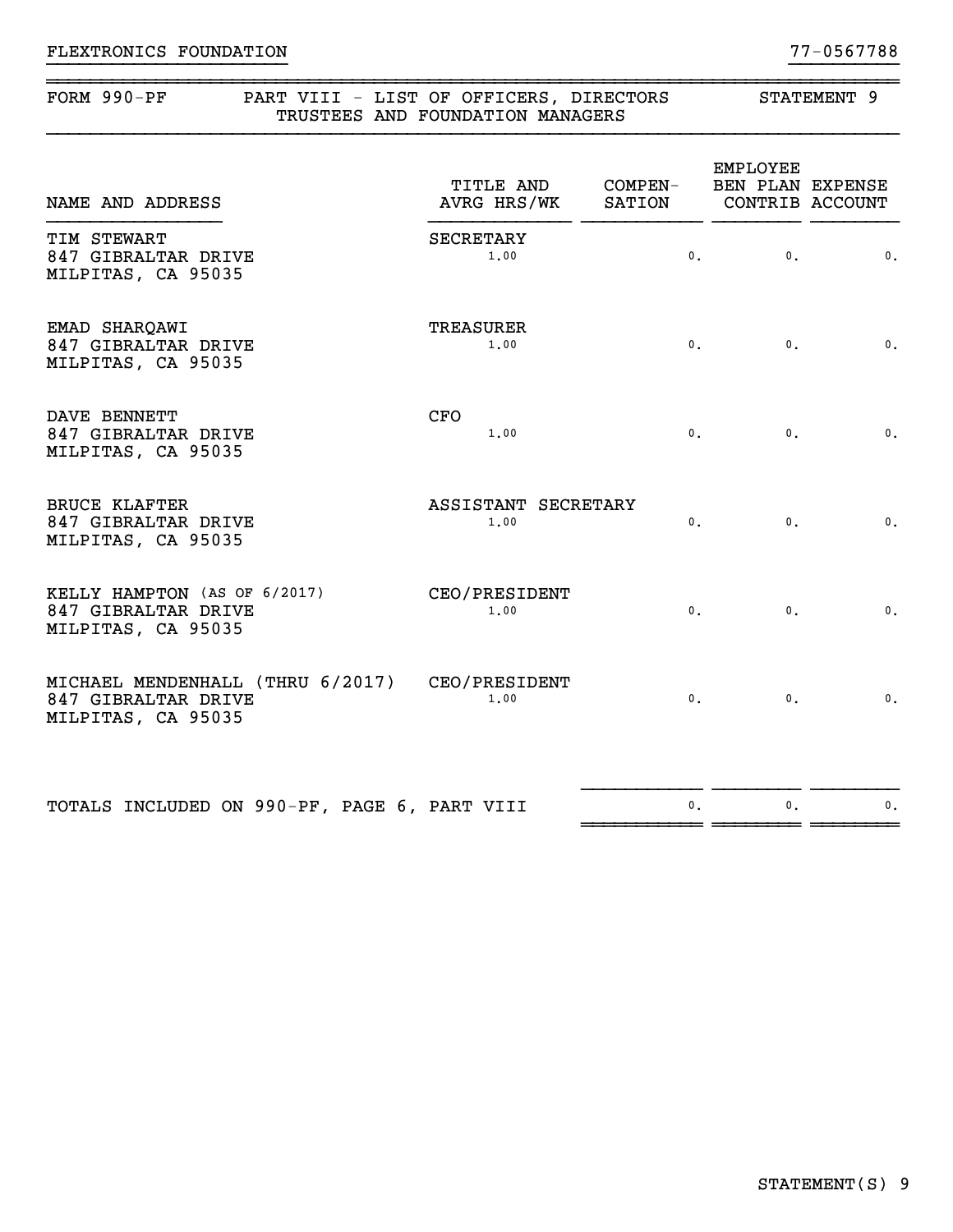FLEXTRONICS FOUNDATION 77-0567788

## FORM 990-PF PART VIII - LIST OF OFFICERS, DIRECTORS TRUSTEES AND FOUNDATION MANAGERS STATEMENT 9

| NAME AND ADDRESS | TITLE AND AVRG HRS/WK | COMPEN-SATION | EMPLOYEE BEN PLAN CONTRIB | EXPENSE ACCOUNT |
|---|---|---|---|---|
| TIM STEWART<br>847 GIBRALTAR DRIVE<br>MILPITAS, CA 95035 | SECRETARY<br>1.00 | 0. | 0. | 0. |
| EMAD SHARQAWI<br>847 GIBRALTAR DRIVE<br>MILPITAS, CA 95035 | TREASURER<br>1.00 | 0. | 0. | 0. |
| DAVE BENNETT<br>847 GIBRALTAR DRIVE<br>MILPITAS, CA 95035 | CFO<br>1.00 | 0. | 0. | 0. |
| BRUCE KLAFTER<br>847 GIBRALTAR DRIVE<br>MILPITAS, CA 95035 | ASSISTANT SECRETARY<br>1.00 | 0. | 0. | 0. |
| KELLY HAMPTON (AS OF 6/2017)<br>847 GIBRALTAR DRIVE<br>MILPITAS, CA 95035 | CEO/PRESIDENT<br>1.00 | 0. | 0. | 0. |
| MICHAEL MENDENHALL (THRU 6/2017)<br>847 GIBRALTAR DRIVE<br>MILPITAS, CA 95035 | CEO/PRESIDENT<br>1.00 | 0. | 0. | 0. |
| TOTALS INCLUDED ON 990-PF, PAGE 6, PART VIII | | 0. | 0. | 0. |

STATEMENT(S) 9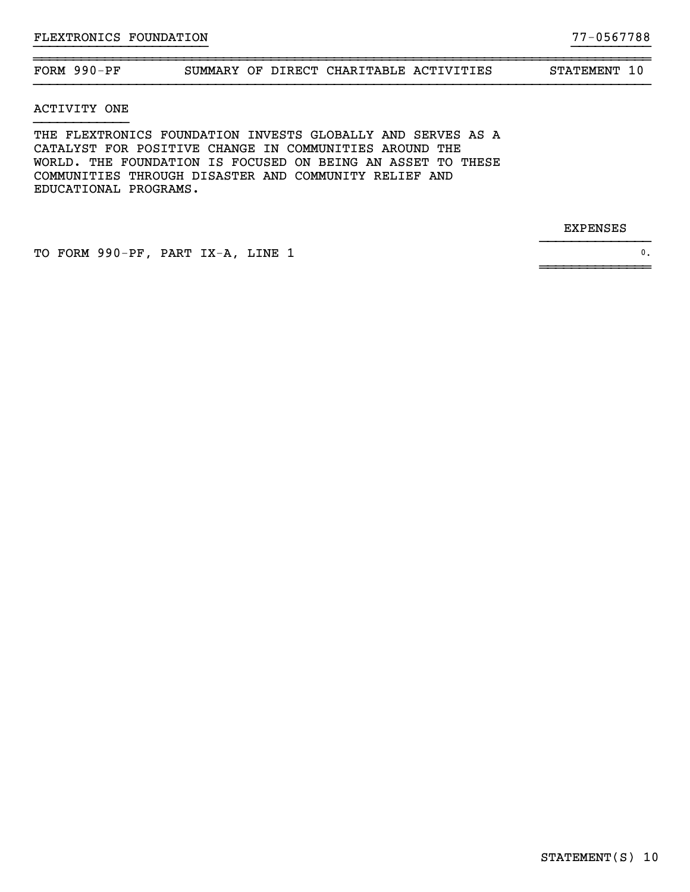FLEXTRONICS FOUNDATION 77-0567788

| FORM 990-PF | SUMMARY OF DIRECT CHARITABLE ACTIVITIES | STATEMENT 10 |
|---|---|---|

ACTIVITY ONE

THE FLEXTRONICS FOUNDATION INVESTS GLOBALLY AND SERVES AS A CATALYST FOR POSITIVE CHANGE IN COMMUNITIES AROUND THE WORLD. THE FOUNDATION IS FOCUSED ON BEING AN ASSET TO THESE COMMUNITIES THROUGH DISASTER AND COMMUNITY RELIEF AND EDUCATIONAL PROGRAMS.

| | EXPENSES |
|---|---|
| TO FORM 990-PF, PART IX-A, LINE 1 | 0. |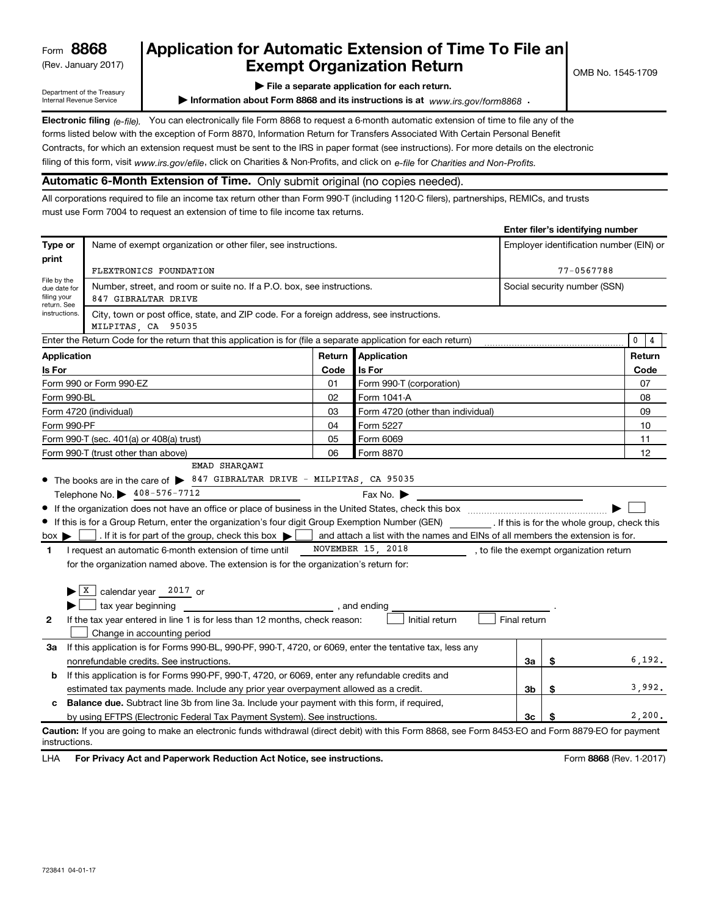Form **8868** (Rev. January 2017)

Department of the Treasury Internal Revenue Service

# Application for Automatic Extension of Time To File an Exempt Organization Return

▶ **File a separate application for each return.**

▶ **Information about Form 8868 and its instructions is at** *www.irs.gov/form8868*.

OMB No. 1545-1709

**Electronic filing** *(e-file).* You can electronically file Form 8868 to request a 6-month automatic extension of time to file any of the forms listed below with the exception of Form 8870, Information Return for Transfers Associated With Certain Personal Benefit Contracts, for which an extension request must be sent to the IRS in paper format (see instructions). For more details on the electronic filing of this form, visit *www.irs.gov/efile*, click on Charities & Non-Profits, and click on *e-file* for *Charities and Non-Profits.*

## Automatic 6-Month Extension of Time. Only submit original (no copies needed).

All corporations required to file an income tax return other than Form 990-T (including 1120-C filers), partnerships, REMICs, and trusts must use Form 7004 to request an extension of time to file income tax returns.

**Enter filer's identifying number**

| | | |
|---|---|---|
| **Type or print** | Name of exempt organization or other filer, see instructions.<br>FLEXTRONICS FOUNDATION | Employer identification number (EIN) or<br>77-0567788 |
| File by the due date for filing your return. See instructions. | Number, street, and room or suite no. If a P.O. box, see instructions.<br>847 GIBRALTAR DRIVE | Social security number (SSN) |
| | City, town or post office, state, and ZIP code. For a foreign address, see instructions.<br>MILPITAS, CA 95035 | |

Enter the Return Code for the return that this application is for (file a separate application for each return) ..... 0 4

| Application Is For | Return Code | Application Is For | Return Code |
|---|---|---|---|
| Form 990 or Form 990-EZ | 01 | Form 990-T (corporation) | 07 |
| Form 990-BL | 02 | Form 1041-A | 08 |
| Form 4720 (individual) | 03 | Form 4720 (other than individual) | 09 |
| Form 990-PF | 04 | Form 5227 | 10 |
| Form 990-T (sec. 401(a) or 408(a) trust) | 05 | Form 6069 | 11 |
| Form 990-T (trust other than above) | 06 | Form 8870 | 12 |

- The books are in the care of ▶ EMAD SHARQAWI 847 GIBRALTAR DRIVE - MILPITAS, CA 95035
  Telephone No. ▶ 408-576-7712   Fax No. ▶
- If the organization does not have an office or place of business in the United States, check this box ..... ▶ ☐
- If this is for a Group Return, enter the organization's four digit Group Exemption Number (GEN) ______. If this is for the whole group, check this box ▶ ☐. If it is for part of the group, check this box ▶ ☐ and attach a list with the names and EINs of all members the extension is for.

**1** I request an automatic 6-month extension of time until NOVEMBER 15, 2018, to file the exempt organization return for the organization named above. The extension is for the organization's return for:

▶ ☒ calendar year 2017 or

▶ ☐ tax year beginning ______, and ending ______.

**2** If the tax year entered in line 1 is for less than 12 months, check reason: ☐ Initial return ☐ Final return ☐ Change in accounting period

| | | | |
|---|---|---|---|
| **3a** | If this application is for Forms 990-BL, 990-PF, 990-T, 4720, or 6069, enter the tentative tax, less any nonrefundable credits. See instructions. | 3a | $ 6,192. |
| **b** | If this application is for Forms 990-PF, 990-T, 4720, or 6069, enter any refundable credits and estimated tax payments made. Include any prior year overpayment allowed as a credit. | 3b | $ 3,992. |
| **c** | **Balance due.** Subtract line 3b from line 3a. Include your payment with this form, if required, by using EFTPS (Electronic Federal Tax Payment System). See instructions. | 3c | $ 2,200. |

**Caution:** If you are going to make an electronic funds withdrawal (direct debit) with this Form 8868, see Form 8453-EO and Form 8879-EO for payment instructions.

LHA **For Privacy Act and Paperwork Reduction Act Notice, see instructions.** Form **8868** (Rev. 1-2017)

723841 04-01-17